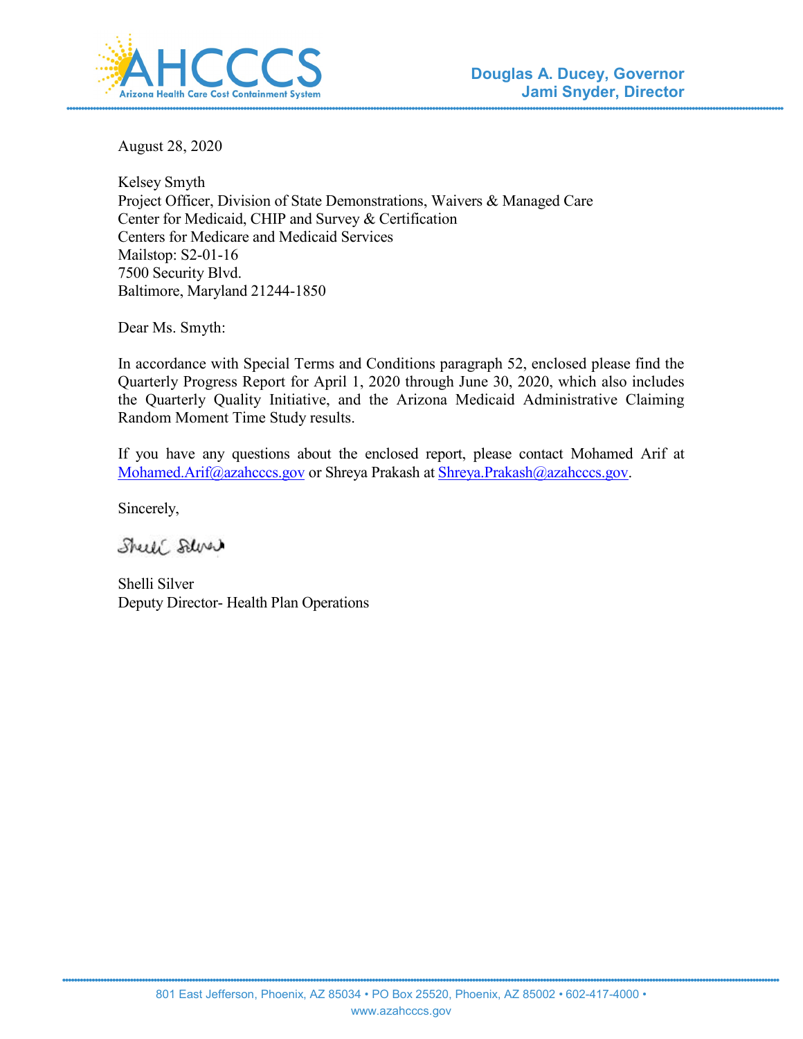**AHCCCS**
Arizona Health Care Cost Containment System

**Douglas A. Ducey, Governor**
**Jami Snyder, Director**

August 28, 2020

Kelsey Smyth
Project Officer, Division of State Demonstrations, Waivers & Managed Care
Center for Medicaid, CHIP and Survey & Certification
Centers for Medicare and Medicaid Services
Mailstop: S2-01-16
7500 Security Blvd.
Baltimore, Maryland 21244-1850

Dear Ms. Smyth:

In accordance with Special Terms and Conditions paragraph 52, enclosed please find the Quarterly Progress Report for April 1, 2020 through June 30, 2020, which also includes the Quarterly Quality Initiative, and the Arizona Medicaid Administrative Claiming Random Moment Time Study results.

If you have any questions about the enclosed report, please contact Mohamed Arif at Mohamed.Arif@azahcccs.gov or Shreya Prakash at Shreya.Prakash@azahcccs.gov.

Sincerely,

Shelli Silver
Deputy Director- Health Plan Operations

801 East Jefferson, Phoenix, AZ 85034 • PO Box 25520, Phoenix, AZ 85002 • 602-417-4000 •
www.azahcccs.gov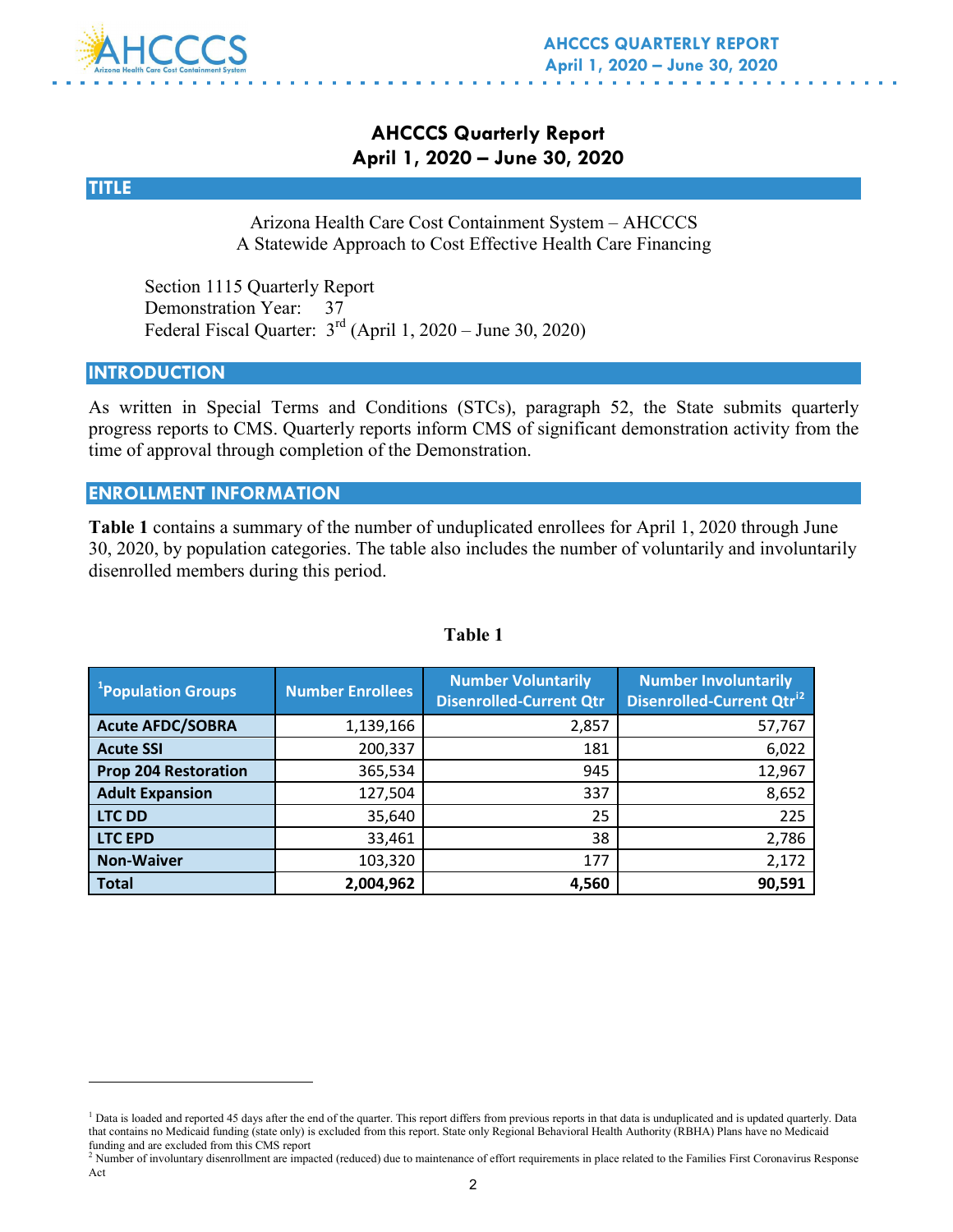# AHCCCS Quarterly Report
## April 1, 2020 – June 30, 2020

## TITLE

Arizona Health Care Cost Containment System – AHCCCS
A Statewide Approach to Cost Effective Health Care Financing

Section 1115 Quarterly Report
Demonstration Year: 37
Federal Fiscal Quarter: 3rd (April 1, 2020 – June 30, 2020)

## INTRODUCTION

As written in Special Terms and Conditions (STCs), paragraph 52, the State submits quarterly progress reports to CMS. Quarterly reports inform CMS of significant demonstration activity from the time of approval through completion of the Demonstration.

## ENROLLMENT INFORMATION

**Table 1** contains a summary of the number of unduplicated enrollees for April 1, 2020 through June 30, 2020, by population categories. The table also includes the number of voluntarily and involuntarily disenrolled members during this period.

**Table 1**

| [1]Population Groups | Number Enrollees | Number Voluntarily Disenrolled-Current Qtr | Number Involuntarily Disenrolled-Current Qtr[2] |
|---|---|---|---|
| **Acute AFDC/SOBRA** | 1,139,166 | 2,857 | 57,767 |
| **Acute SSI** | 200,337 | 181 | 6,022 |
| **Prop 204 Restoration** | 365,534 | 945 | 12,967 |
| **Adult Expansion** | 127,504 | 337 | 8,652 |
| **LTC DD** | 35,640 | 25 | 225 |
| **LTC EPD** | 33,461 | 38 | 2,786 |
| **Non-Waiver** | 103,320 | 177 | 2,172 |
| **Total** | **2,004,962** | **4,560** | **90,591** |

[1] Data is loaded and reported 45 days after the end of the quarter. This report differs from previous reports in that data is unduplicated and is updated quarterly. Data that contains no Medicaid funding (state only) is excluded from this report. State only Regional Behavioral Health Authority (RBHA) Plans have no Medicaid funding and are excluded from this CMS report

[2] Number of involuntary disenrollment are impacted (reduced) due to maintenance of effort requirements in place related to the Families First Coronavirus Response Act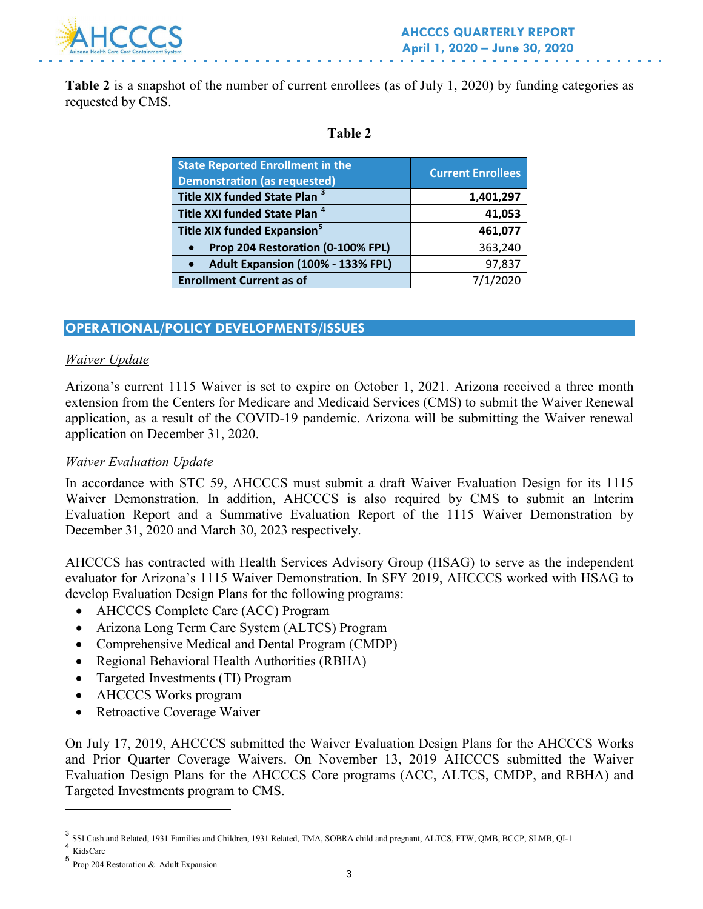**Table 2** is a snapshot of the number of current enrollees (as of July 1, 2020) by funding categories as requested by CMS.

**Table 2**

| State Reported Enrollment in the Demonstration (as requested) | Current Enrollees |
|---|---|
| **Title XIX funded State Plan** [3] | **1,401,297** |
| **Title XXI funded State Plan** [4] | **41,053** |
| **Title XIX funded Expansion** [5] | **461,077** |
| • **Prop 204 Restoration (0-100% FPL)** | 363,240 |
| • **Adult Expansion (100% - 133% FPL)** | 97,837 |
| **Enrollment Current as of** | 7/1/2020 |

## OPERATIONAL/POLICY DEVELOPMENTS/ISSUES

*Waiver Update*

Arizona's current 1115 Waiver is set to expire on October 1, 2021. Arizona received a three month extension from the Centers for Medicare and Medicaid Services (CMS) to submit the Waiver Renewal application, as a result of the COVID-19 pandemic. Arizona will be submitting the Waiver renewal application on December 31, 2020.

*Waiver Evaluation Update*

In accordance with STC 59, AHCCCS must submit a draft Waiver Evaluation Design for its 1115 Waiver Demonstration. In addition, AHCCCS is also required by CMS to submit an Interim Evaluation Report and a Summative Evaluation Report of the 1115 Waiver Demonstration by December 31, 2020 and March 30, 2023 respectively.

AHCCCS has contracted with Health Services Advisory Group (HSAG) to serve as the independent evaluator for Arizona's 1115 Waiver Demonstration. In SFY 2019, AHCCCS worked with HSAG to develop Evaluation Design Plans for the following programs:

- AHCCCS Complete Care (ACC) Program
- Arizona Long Term Care System (ALTCS) Program
- Comprehensive Medical and Dental Program (CMDP)
- Regional Behavioral Health Authorities (RBHA)
- Targeted Investments (TI) Program
- AHCCCS Works program
- Retroactive Coverage Waiver

On July 17, 2019, AHCCCS submitted the Waiver Evaluation Design Plans for the AHCCCS Works and Prior Quarter Coverage Waivers. On November 13, 2019 AHCCCS submitted the Waiver Evaluation Design Plans for the AHCCCS Core programs (ACC, ALTCS, CMDP, and RBHA) and Targeted Investments program to CMS.

---

[3] SSI Cash and Related, 1931 Families and Children, 1931 Related, TMA, SOBRA child and pregnant, ALTCS, FTW, QMB, BCCP, SLMB, QI-1

[4] KidsCare

[5] Prop 204 Restoration & Adult Expansion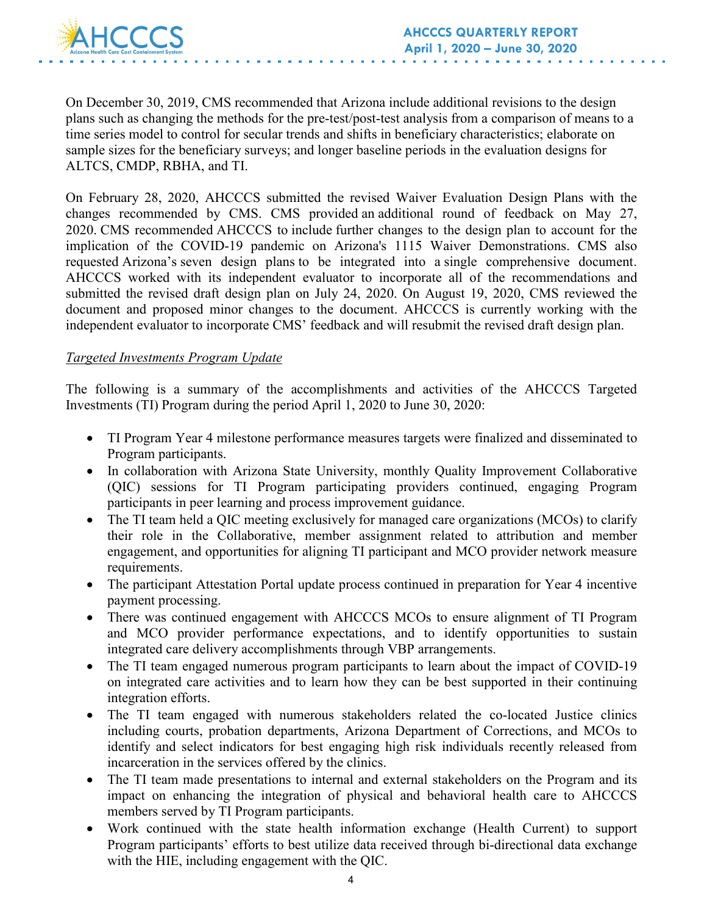On December 30, 2019, CMS recommended that Arizona include additional revisions to the design plans such as changing the methods for the pre-test/post-test analysis from a comparison of means to a time series model to control for secular trends and shifts in beneficiary characteristics; elaborate on sample sizes for the beneficiary surveys; and longer baseline periods in the evaluation designs for ALTCS, CMDP, RBHA, and TI.

On February 28, 2020, AHCCCS submitted the revised Waiver Evaluation Design Plans with the changes recommended by CMS. CMS provided an additional round of feedback on May 27, 2020. CMS recommended AHCCCS to include further changes to the design plan to account for the implication of the COVID-19 pandemic on Arizona's 1115 Waiver Demonstrations. CMS also requested Arizona's seven design plans to be integrated into a single comprehensive document. AHCCCS worked with its independent evaluator to incorporate all of the recommendations and submitted the revised draft design plan on July 24, 2020. On August 19, 2020, CMS reviewed the document and proposed minor changes to the document. AHCCCS is currently working with the independent evaluator to incorporate CMS' feedback and will resubmit the revised draft design plan.

*Targeted Investments Program Update*

The following is a summary of the accomplishments and activities of the AHCCCS Targeted Investments (TI) Program during the period April 1, 2020 to June 30, 2020:

- TI Program Year 4 milestone performance measures targets were finalized and disseminated to Program participants.
- In collaboration with Arizona State University, monthly Quality Improvement Collaborative (QIC) sessions for TI Program participating providers continued, engaging Program participants in peer learning and process improvement guidance.
- The TI team held a QIC meeting exclusively for managed care organizations (MCOs) to clarify their role in the Collaborative, member assignment related to attribution and member engagement, and opportunities for aligning TI participant and MCO provider network measure requirements.
- The participant Attestation Portal update process continued in preparation for Year 4 incentive payment processing.
- There was continued engagement with AHCCCS MCOs to ensure alignment of TI Program and MCO provider performance expectations, and to identify opportunities to sustain integrated care delivery accomplishments through VBP arrangements.
- The TI team engaged numerous program participants to learn about the impact of COVID-19 on integrated care activities and to learn how they can be best supported in their continuing integration efforts.
- The TI team engaged with numerous stakeholders related the co-located Justice clinics including courts, probation departments, Arizona Department of Corrections, and MCOs to identify and select indicators for best engaging high risk individuals recently released from incarceration in the services offered by the clinics.
- The TI team made presentations to internal and external stakeholders on the Program and its impact on enhancing the integration of physical and behavioral health care to AHCCCS members served by TI Program participants.
- Work continued with the state health information exchange (Health Current) to support Program participants' efforts to best utilize data received through bi-directional data exchange with the HIE, including engagement with the QIC.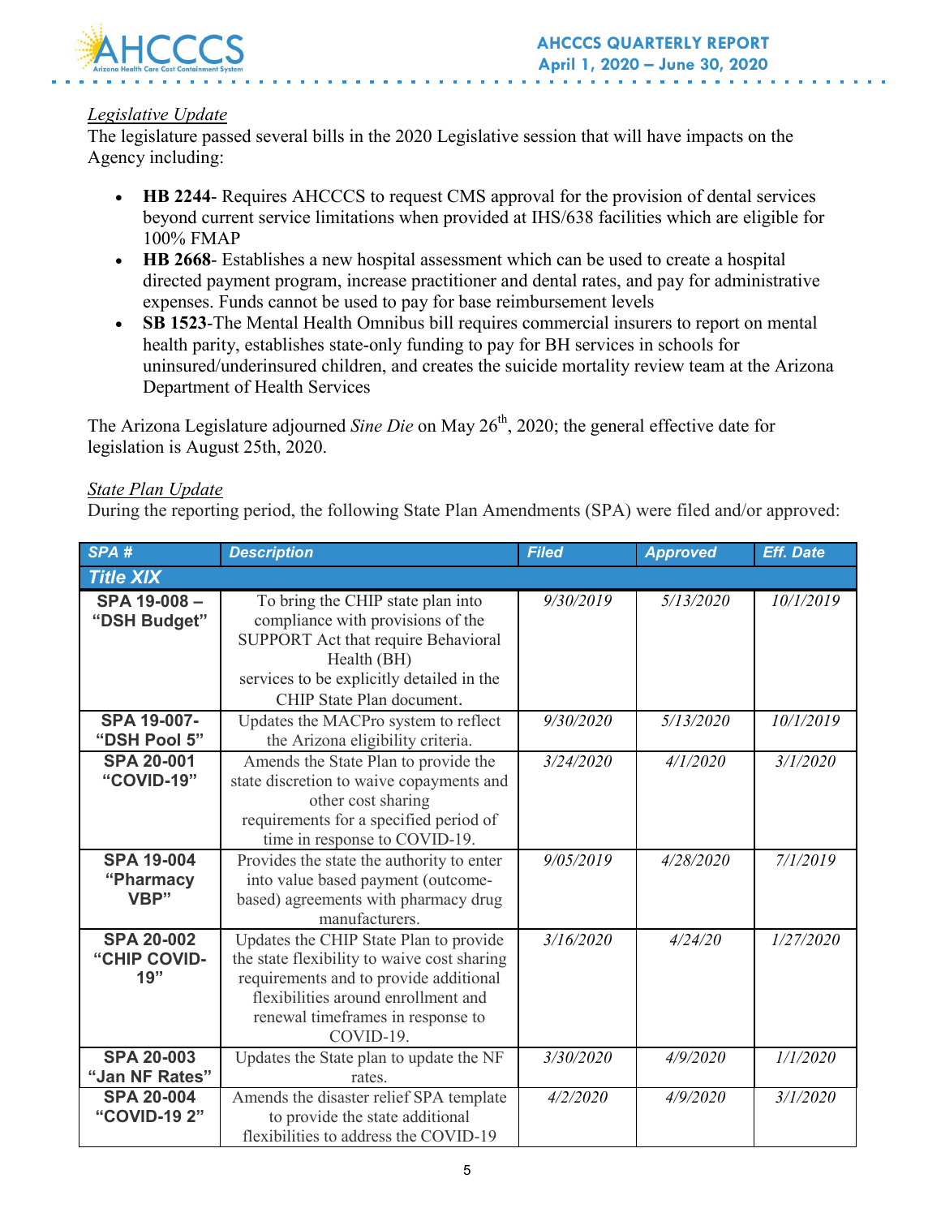*Legislative Update*

The legislature passed several bills in the 2020 Legislative session that will have impacts on the Agency including:

- **HB 2244**- Requires AHCCCS to request CMS approval for the provision of dental services beyond current service limitations when provided at IHS/638 facilities which are eligible for 100% FMAP
- **HB 2668**- Establishes a new hospital assessment which can be used to create a hospital directed payment program, increase practitioner and dental rates, and pay for administrative expenses. Funds cannot be used to pay for base reimbursement levels
- **SB 1523**-The Mental Health Omnibus bill requires commercial insurers to report on mental health parity, establishes state-only funding to pay for BH services in schools for uninsured/underinsured children, and creates the suicide mortality review team at the Arizona Department of Health Services

The Arizona Legislature adjourned *Sine Die* on May 26th, 2020; the general effective date for legislation is August 25th, 2020.

*State Plan Update*

During the reporting period, the following State Plan Amendments (SPA) were filed and/or approved:

| *SPA #* | *Description* | *Filed* | *Approved* | *Eff. Date* |
|---|---|---|---|---|
| ***Title XIX*** | | | | |
| **SPA 19-008 – "DSH Budget"** | To bring the CHIP state plan into compliance with provisions of the SUPPORT Act that require Behavioral Health (BH) services to be explicitly detailed in the CHIP State Plan document. | *9/30/2019* | *5/13/2020* | *10/1/2019* |
| **SPA 19-007- "DSH Pool 5"** | Updates the MACPro system to reflect the Arizona eligibility criteria. | *9/30/2020* | *5/13/2020* | *10/1/2019* |
| **SPA 20-001 "COVID-19"** | Amends the State Plan to provide the state discretion to waive copayments and other cost sharing requirements for a specified period of time in response to COVID-19. | *3/24/2020* | *4/1/2020* | *3/1/2020* |
| **SPA 19-004 "Pharmacy VBP"** | Provides the state the authority to enter into value based payment (outcome-based) agreements with pharmacy drug manufacturers. | *9/05/2019* | *4/28/2020* | *7/1/2019* |
| **SPA 20-002 "CHIP COVID-19"** | Updates the CHIP State Plan to provide the state flexibility to waive cost sharing requirements and to provide additional flexibilities around enrollment and renewal timeframes in response to COVID-19. | *3/16/2020* | *4/24/20* | *1/27/2020* |
| **SPA 20-003 "Jan NF Rates"** | Updates the State plan to update the NF rates. | *3/30/2020* | *4/9/2020* | *1/1/2020* |
| **SPA 20-004 "COVID-19 2"** | Amends the disaster relief SPA template to provide the state additional flexibilities to address the COVID-19 | *4/2/2020* | *4/9/2020* | *3/1/2020* |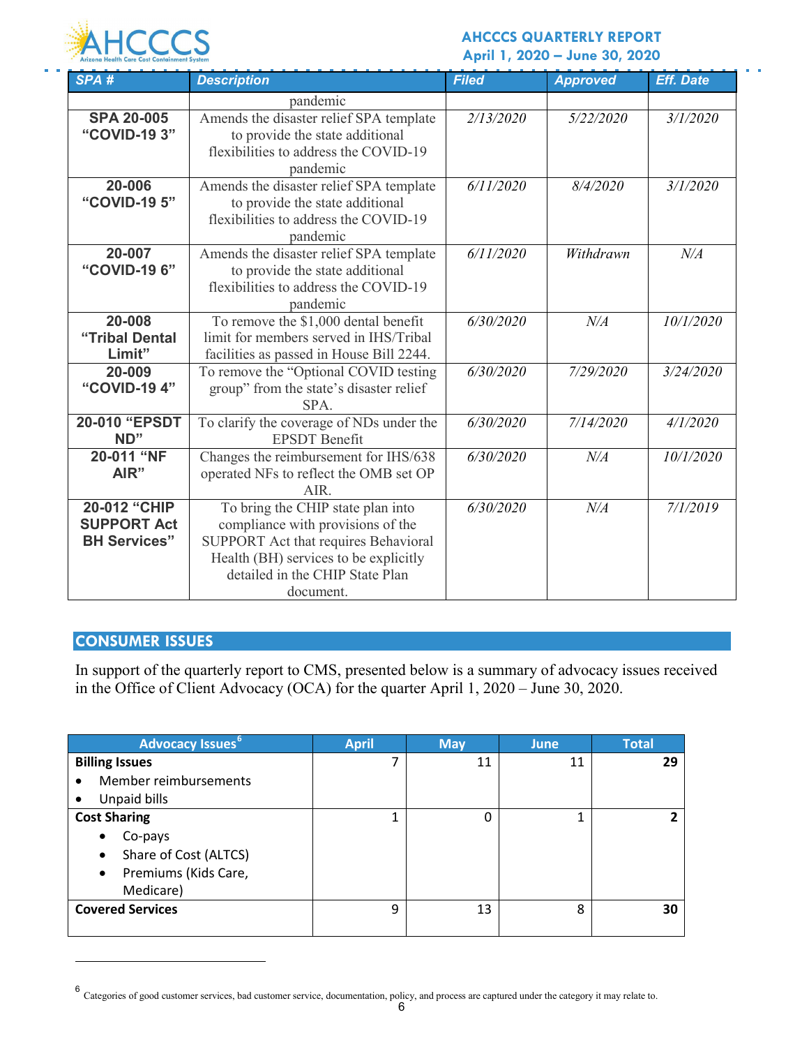| SPA # | Description | Filed | Approved | Eff. Date |
|---|---|---|---|---|
| | pandemic | | | |
| **SPA 20-005 "COVID-19 3"** | Amends the disaster relief SPA template to provide the state additional flexibilities to address the COVID-19 pandemic | *2/13/2020* | *5/22/2020* | *3/1/2020* |
| **20-006 "COVID-19 5"** | Amends the disaster relief SPA template to provide the state additional flexibilities to address the COVID-19 pandemic | *6/11/2020* | *8/4/2020* | *3/1/2020* |
| **20-007 "COVID-19 6"** | Amends the disaster relief SPA template to provide the state additional flexibilities to address the COVID-19 pandemic | *6/11/2020* | *Withdrawn* | *N/A* |
| **20-008 "Tribal Dental Limit"** | To remove the $1,000 dental benefit limit for members served in IHS/Tribal facilities as passed in House Bill 2244. | *6/30/2020* | *N/A* | *10/1/2020* |
| **20-009 "COVID-19 4"** | To remove the "Optional COVID testing group" from the state's disaster relief SPA. | *6/30/2020* | *7/29/2020* | *3/24/2020* |
| **20-010 "EPSDT ND"** | To clarify the coverage of NDs under the EPSDT Benefit | *6/30/2020* | *7/14/2020* | *4/1/2020* |
| **20-011 "NF AIR"** | Changes the reimbursement for IHS/638 operated NFs to reflect the OMB set OP AIR. | *6/30/2020* | *N/A* | *10/1/2020* |
| **20-012 "CHIP SUPPORT Act BH Services"** | To bring the CHIP state plan into compliance with provisions of the SUPPORT Act that requires Behavioral Health (BH) services to be explicitly detailed in the CHIP State Plan document. | *6/30/2020* | *N/A* | *7/1/2019* |

## CONSUMER ISSUES

In support of the quarterly report to CMS, presented below is a summary of advocacy issues received in the Office of Client Advocacy (OCA) for the quarter April 1, 2020 – June 30, 2020.

| Advocacy Issues[6] | April | May | June | Total |
|---|---|---|---|---|
| **Billing Issues**<br>• Member reimbursements<br>• Unpaid bills | 7 | 11 | 11 | **29** |
| **Cost Sharing**<br>• Co-pays<br>• Share of Cost (ALTCS)<br>• Premiums (Kids Care, Medicare) | 1 | 0 | 1 | **2** |
| **Covered Services** | 9 | 13 | 8 | **30** |

[6] Categories of good customer services, bad customer service, documentation, policy, and process are captured under the category it may relate to.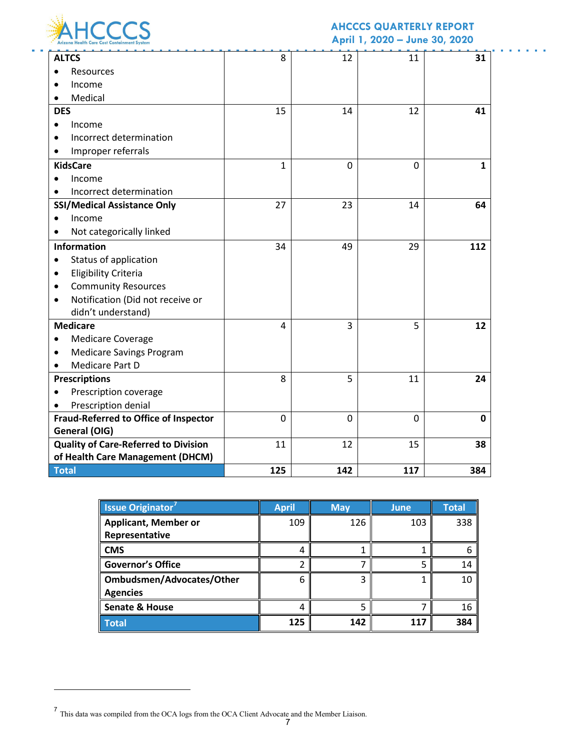| | | | | |
|---|---|---|---|---|
| **ALTCS**<br>• Resources<br>• Income<br>• Medical | 8 | 12 | 11 | **31** |
| **DES**<br>• Income<br>• Incorrect determination<br>• Improper referrals | 15 | 14 | 12 | **41** |
| **KidsCare**<br>• Income<br>• Incorrect determination | 1 | 0 | 0 | **1** |
| **SSI/Medical Assistance Only**<br>• Income<br>• Not categorically linked | 27 | 23 | 14 | **64** |
| **Information**<br>• Status of application<br>• Eligibility Criteria<br>• Community Resources<br>• Notification (Did not receive or didn't understand) | 34 | 49 | 29 | **112** |
| **Medicare**<br>• Medicare Coverage<br>• Medicare Savings Program<br>• Medicare Part D | 4 | 3 | 5 | **12** |
| **Prescriptions**<br>• Prescription coverage<br>• Prescription denial | 8 | 5 | 11 | **24** |
| **Fraud-Referred to Office of Inspector General (OIG)** | 0 | 0 | 0 | **0** |
| **Quality of Care-Referred to Division of Health Care Management (DHCM)** | 11 | 12 | 15 | **38** |
| **Total** | **125** | **142** | **117** | **384** |

| Issue Originator[7] | April | May | June | Total |
|---|---|---|---|---|
| **Applicant, Member or Representative** | 109 | 126 | 103 | 338 |
| **CMS** | 4 | 1 | 1 | 6 |
| **Governor's Office** | 2 | 7 | 5 | 14 |
| **Ombudsmen/Advocates/Other Agencies** | 6 | 3 | 1 | 10 |
| **Senate & House** | 4 | 5 | 7 | 16 |
| **Total** | **125** | **142** | **117** | **384** |

[7] This data was compiled from the OCA logs from the OCA Client Advocate and the Member Liaison.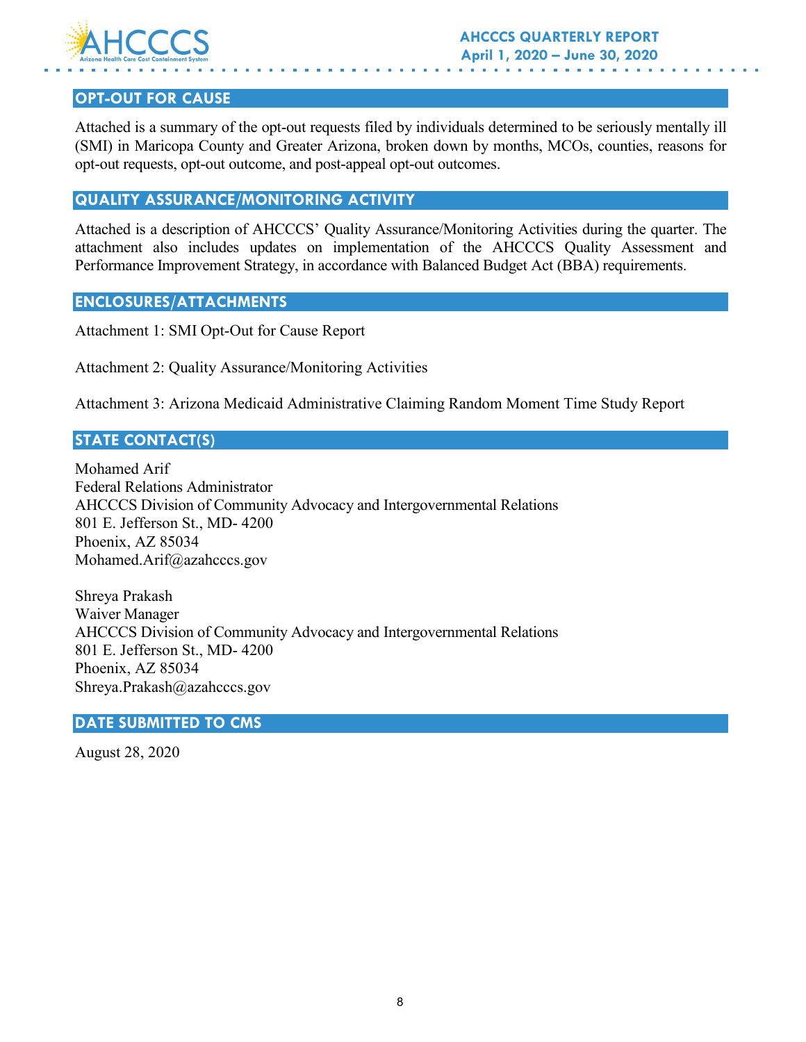## OPT-OUT FOR CAUSE

Attached is a summary of the opt-out requests filed by individuals determined to be seriously mentally ill (SMI) in Maricopa County and Greater Arizona, broken down by months, MCOs, counties, reasons for opt-out requests, opt-out outcome, and post-appeal opt-out outcomes.

## QUALITY ASSURANCE/MONITORING ACTIVITY

Attached is a description of AHCCCS' Quality Assurance/Monitoring Activities during the quarter. The attachment also includes updates on implementation of the AHCCCS Quality Assessment and Performance Improvement Strategy, in accordance with Balanced Budget Act (BBA) requirements.

## ENCLOSURES/ATTACHMENTS

Attachment 1: SMI Opt-Out for Cause Report

Attachment 2: Quality Assurance/Monitoring Activities

Attachment 3: Arizona Medicaid Administrative Claiming Random Moment Time Study Report

## STATE CONTACT(S)

Mohamed Arif
Federal Relations Administrator
AHCCCS Division of Community Advocacy and Intergovernmental Relations
801 E. Jefferson St., MD- 4200
Phoenix, AZ 85034
Mohamed.Arif@azahcccs.gov

Shreya Prakash
Waiver Manager
AHCCCS Division of Community Advocacy and Intergovernmental Relations
801 E. Jefferson St., MD- 4200
Phoenix, AZ 85034
Shreya.Prakash@azahcccs.gov

## DATE SUBMITTED TO CMS

August 28, 2020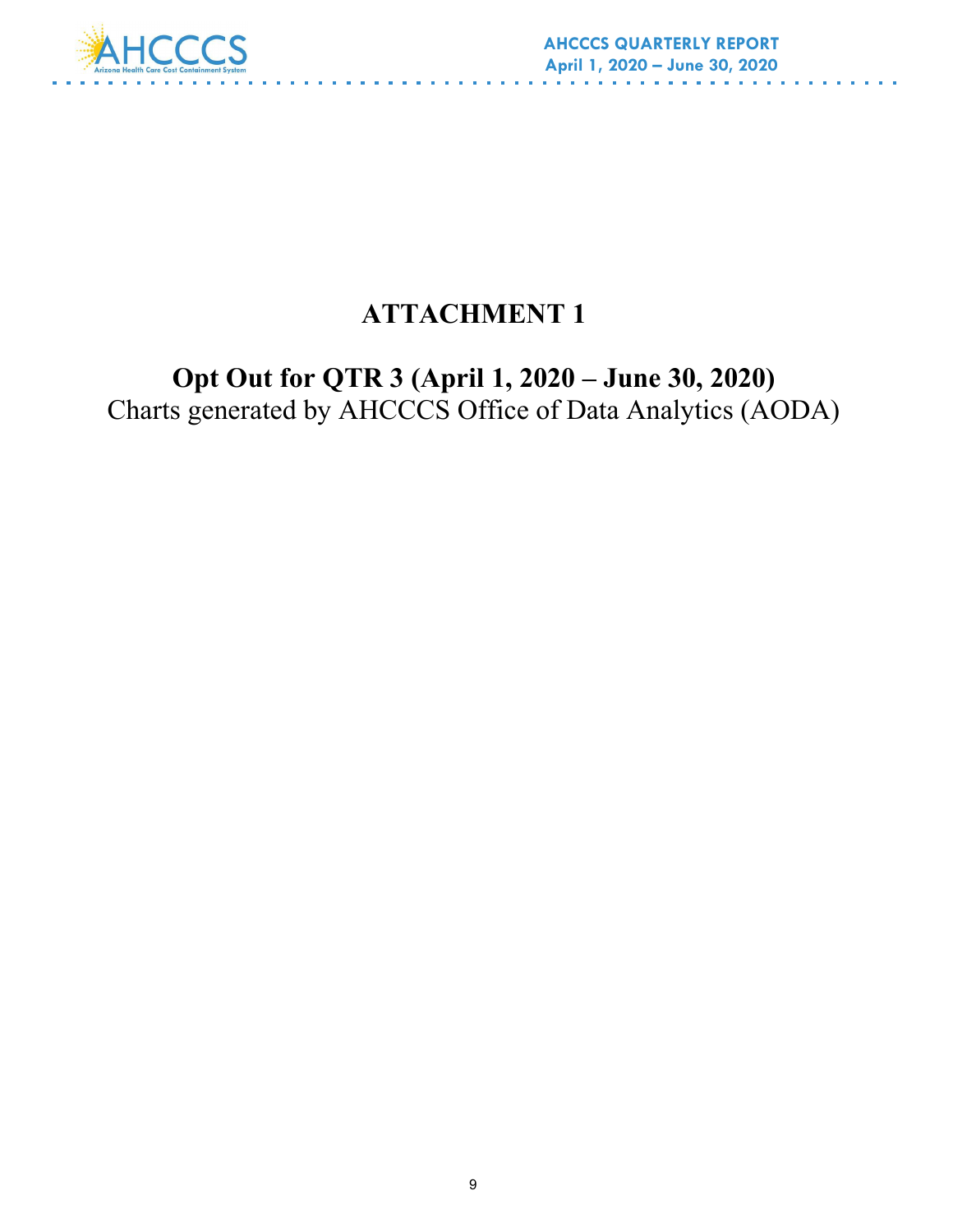# ATTACHMENT 1

## Opt Out for QTR 3 (April 1, 2020 – June 30, 2020)

Charts generated by AHCCCS Office of Data Analytics (AODA)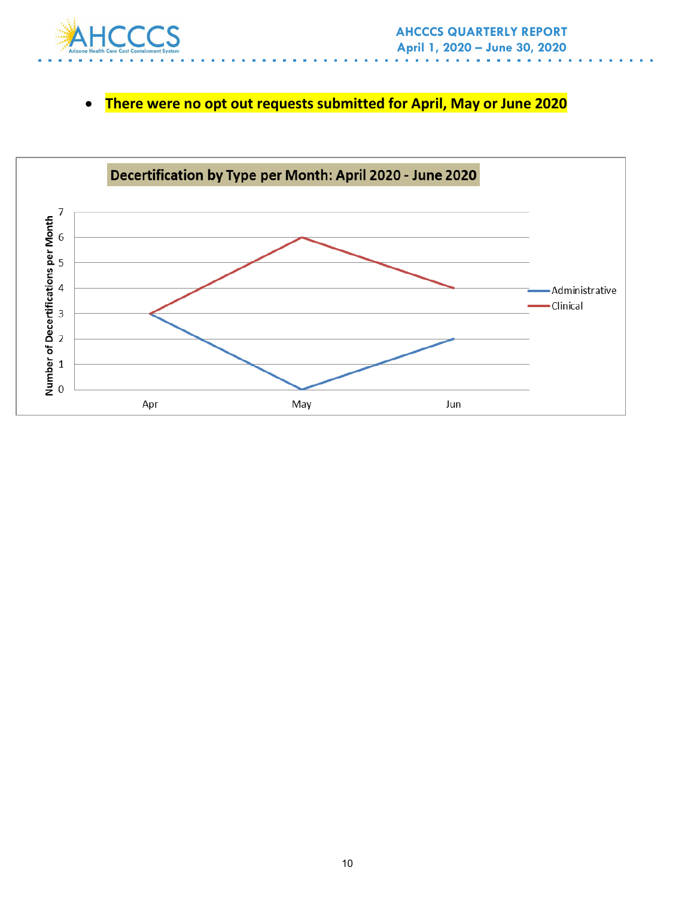- **There were no opt out requests submitted for April, May or June 2020**

**Decertification by Type per Month: April 2020 - June 2020**

| Month | Administrative | Clinical |
|---|---|---|
| Apr | 3 | 3 |
| May | 0 | 6 |
| Jun | 2 | 4 |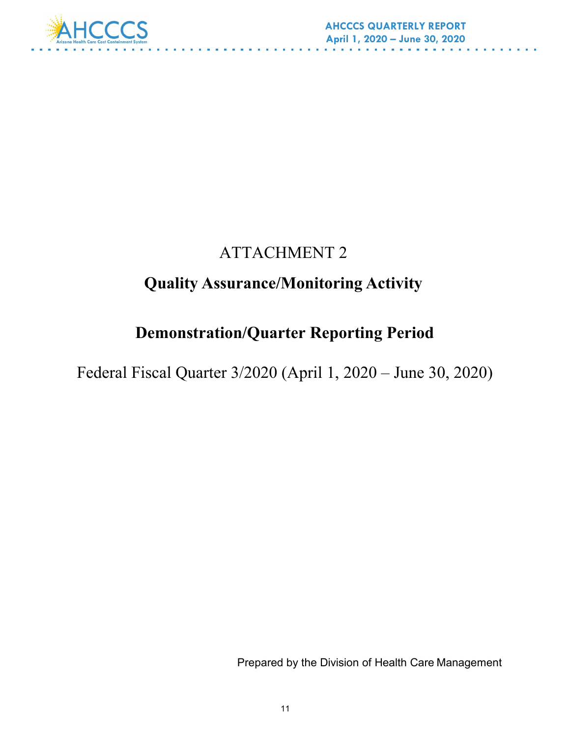# ATTACHMENT 2

## Quality Assurance/Monitoring Activity

## Demonstration/Quarter Reporting Period

Federal Fiscal Quarter 3/2020 (April 1, 2020 – June 30, 2020)

Prepared by the Division of Health Care Management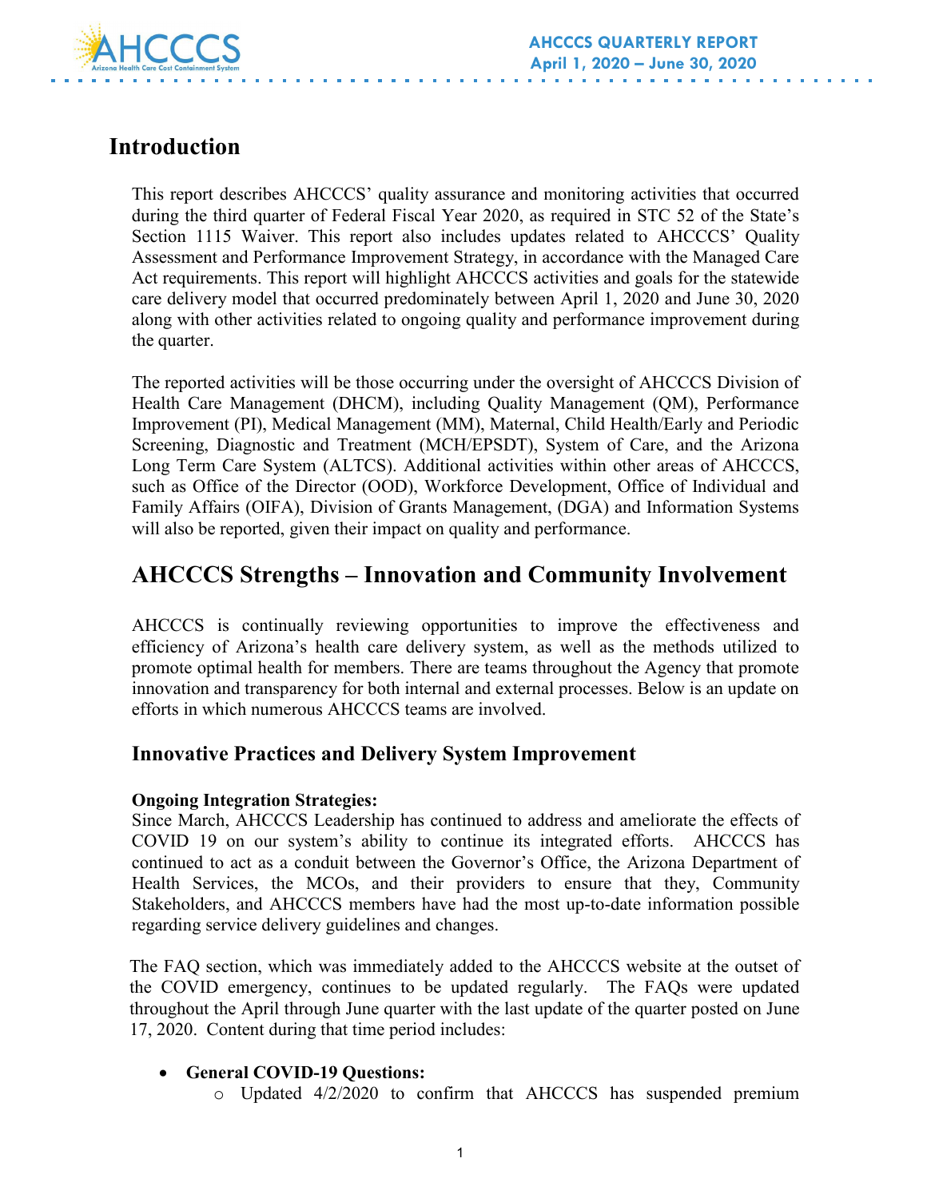# Introduction

This report describes AHCCCS' quality assurance and monitoring activities that occurred during the third quarter of Federal Fiscal Year 2020, as required in STC 52 of the State's Section 1115 Waiver. This report also includes updates related to AHCCCS' Quality Assessment and Performance Improvement Strategy, in accordance with the Managed Care Act requirements. This report will highlight AHCCCS activities and goals for the statewide care delivery model that occurred predominately between April 1, 2020 and June 30, 2020 along with other activities related to ongoing quality and performance improvement during the quarter.

The reported activities will be those occurring under the oversight of AHCCCS Division of Health Care Management (DHCM), including Quality Management (QM), Performance Improvement (PI), Medical Management (MM), Maternal, Child Health/Early and Periodic Screening, Diagnostic and Treatment (MCH/EPSDT), System of Care, and the Arizona Long Term Care System (ALTCS). Additional activities within other areas of AHCCCS, such as Office of the Director (OOD), Workforce Development, Office of Individual and Family Affairs (OIFA), Division of Grants Management, (DGA) and Information Systems will also be reported, given their impact on quality and performance.

## AHCCCS Strengths – Innovation and Community Involvement

AHCCCS is continually reviewing opportunities to improve the effectiveness and efficiency of Arizona's health care delivery system, as well as the methods utilized to promote optimal health for members. There are teams throughout the Agency that promote innovation and transparency for both internal and external processes. Below is an update on efforts in which numerous AHCCCS teams are involved.

### Innovative Practices and Delivery System Improvement

**Ongoing Integration Strategies:**
Since March, AHCCCS Leadership has continued to address and ameliorate the effects of COVID 19 on our system's ability to continue its integrated efforts. AHCCCS has continued to act as a conduit between the Governor's Office, the Arizona Department of Health Services, the MCOs, and their providers to ensure that they, Community Stakeholders, and AHCCCS members have had the most up-to-date information possible regarding service delivery guidelines and changes.

The FAQ section, which was immediately added to the AHCCCS website at the outset of the COVID emergency, continues to be updated regularly. The FAQs were updated throughout the April through June quarter with the last update of the quarter posted on June 17, 2020. Content during that time period includes:

- **General COVID-19 Questions:**
  - Updated 4/2/2020 to confirm that AHCCCS has suspended premium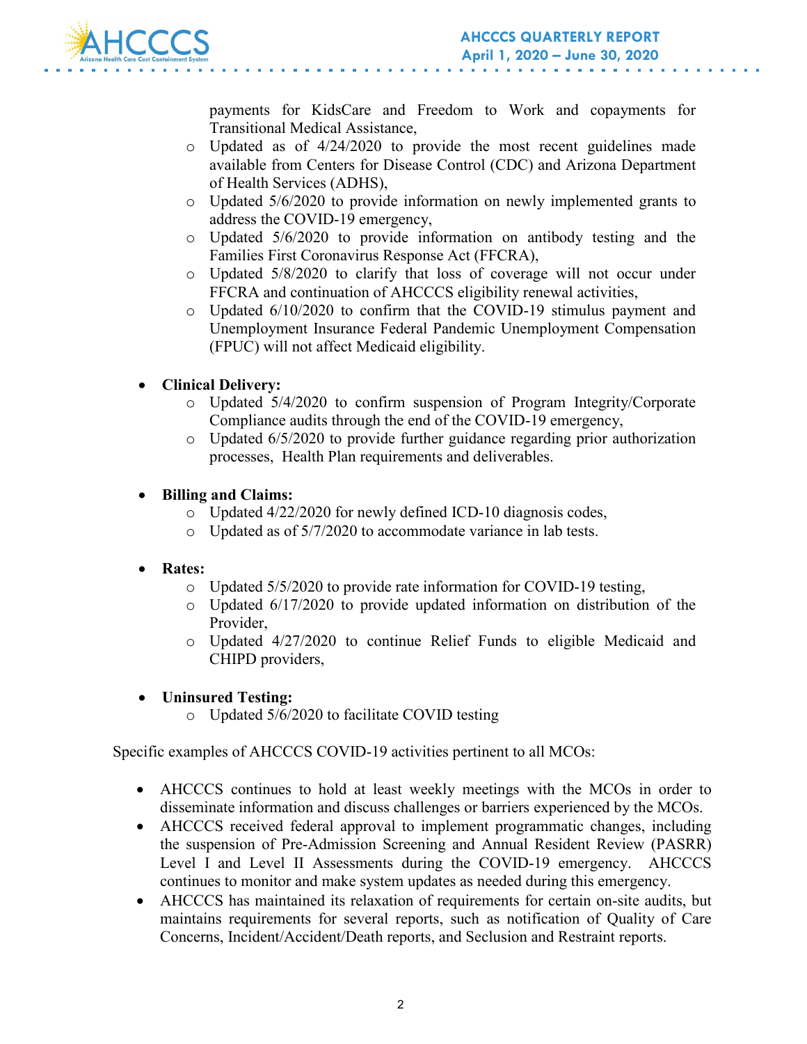payments for KidsCare and Freedom to Work and copayments for Transitional Medical Assistance,
    - Updated as of 4/24/2020 to provide the most recent guidelines made available from Centers for Disease Control (CDC) and Arizona Department of Health Services (ADHS),
    - Updated 5/6/2020 to provide information on newly implemented grants to address the COVID-19 emergency,
    - Updated 5/6/2020 to provide information on antibody testing and the Families First Coronavirus Response Act (FFCRA),
    - Updated 5/8/2020 to clarify that loss of coverage will not occur under FFCRA and continuation of AHCCCS eligibility renewal activities,
    - Updated 6/10/2020 to confirm that the COVID-19 stimulus payment and Unemployment Insurance Federal Pandemic Unemployment Compensation (FPUC) will not affect Medicaid eligibility.

- **Clinical Delivery:**
    - Updated 5/4/2020 to confirm suspension of Program Integrity/Corporate Compliance audits through the end of the COVID-19 emergency,
    - Updated 6/5/2020 to provide further guidance regarding prior authorization processes, Health Plan requirements and deliverables.

- **Billing and Claims:**
    - Updated 4/22/2020 for newly defined ICD-10 diagnosis codes,
    - Updated as of 5/7/2020 to accommodate variance in lab tests.

- **Rates:**
    - Updated 5/5/2020 to provide rate information for COVID-19 testing,
    - Updated 6/17/2020 to provide updated information on distribution of the Provider,
    - Updated 4/27/2020 to continue Relief Funds to eligible Medicaid and CHIPD providers,

- **Uninsured Testing:**
    - Updated 5/6/2020 to facilitate COVID testing

Specific examples of AHCCCS COVID-19 activities pertinent to all MCOs:

- AHCCCS continues to hold at least weekly meetings with the MCOs in order to disseminate information and discuss challenges or barriers experienced by the MCOs.
- AHCCCS received federal approval to implement programmatic changes, including the suspension of Pre-Admission Screening and Annual Resident Review (PASRR) Level I and Level II Assessments during the COVID-19 emergency. AHCCCS continues to monitor and make system updates as needed during this emergency.
- AHCCCS has maintained its relaxation of requirements for certain on-site audits, but maintains requirements for several reports, such as notification of Quality of Care Concerns, Incident/Accident/Death reports, and Seclusion and Restraint reports.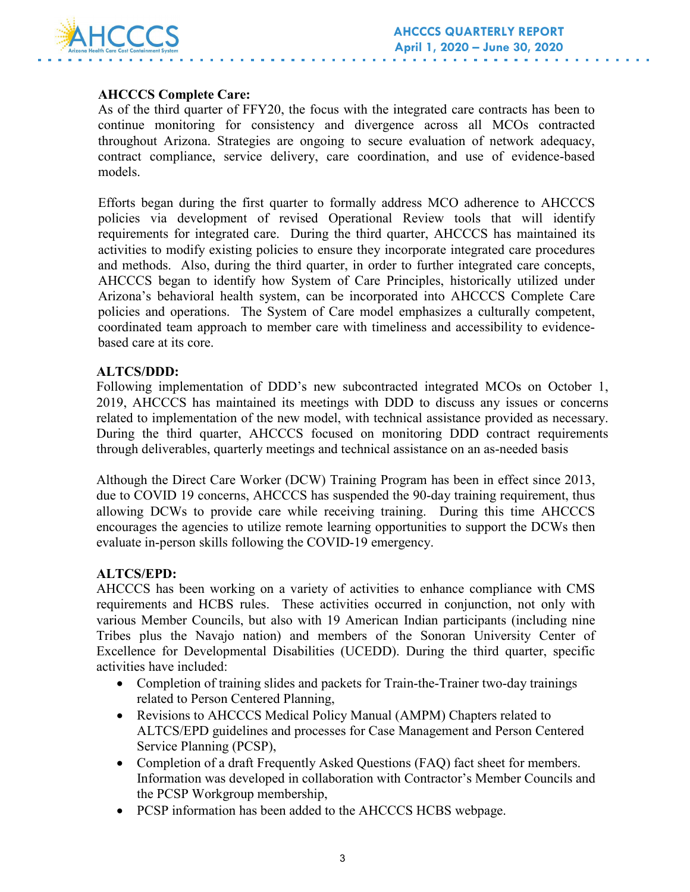**AHCCCS Complete Care:**

As of the third quarter of FFY20, the focus with the integrated care contracts has been to continue monitoring for consistency and divergence across all MCOs contracted throughout Arizona. Strategies are ongoing to secure evaluation of network adequacy, contract compliance, service delivery, care coordination, and use of evidence-based models.

Efforts began during the first quarter to formally address MCO adherence to AHCCCS policies via development of revised Operational Review tools that will identify requirements for integrated care. During the third quarter, AHCCCS has maintained its activities to modify existing policies to ensure they incorporate integrated care procedures and methods. Also, during the third quarter, in order to further integrated care concepts, AHCCCS began to identify how System of Care Principles, historically utilized under Arizona's behavioral health system, can be incorporated into AHCCCS Complete Care policies and operations. The System of Care model emphasizes a culturally competent, coordinated team approach to member care with timeliness and accessibility to evidence-based care at its core.

**ALTCS/DDD:**

Following implementation of DDD's new subcontracted integrated MCOs on October 1, 2019, AHCCCS has maintained its meetings with DDD to discuss any issues or concerns related to implementation of the new model, with technical assistance provided as necessary. During the third quarter, AHCCCS focused on monitoring DDD contract requirements through deliverables, quarterly meetings and technical assistance on an as-needed basis

Although the Direct Care Worker (DCW) Training Program has been in effect since 2013, due to COVID 19 concerns, AHCCCS has suspended the 90-day training requirement, thus allowing DCWs to provide care while receiving training. During this time AHCCCS encourages the agencies to utilize remote learning opportunities to support the DCWs then evaluate in-person skills following the COVID-19 emergency.

**ALTCS/EPD:**

AHCCCS has been working on a variety of activities to enhance compliance with CMS requirements and HCBS rules. These activities occurred in conjunction, not only with various Member Councils, but also with 19 American Indian participants (including nine Tribes plus the Navajo nation) and members of the Sonoran University Center of Excellence for Developmental Disabilities (UCEDD). During the third quarter, specific activities have included:

- Completion of training slides and packets for Train-the-Trainer two-day trainings related to Person Centered Planning,
- Revisions to AHCCCS Medical Policy Manual (AMPM) Chapters related to ALTCS/EPD guidelines and processes for Case Management and Person Centered Service Planning (PCSP),
- Completion of a draft Frequently Asked Questions (FAQ) fact sheet for members. Information was developed in collaboration with Contractor's Member Councils and the PCSP Workgroup membership,
- PCSP information has been added to the AHCCCS HCBS webpage.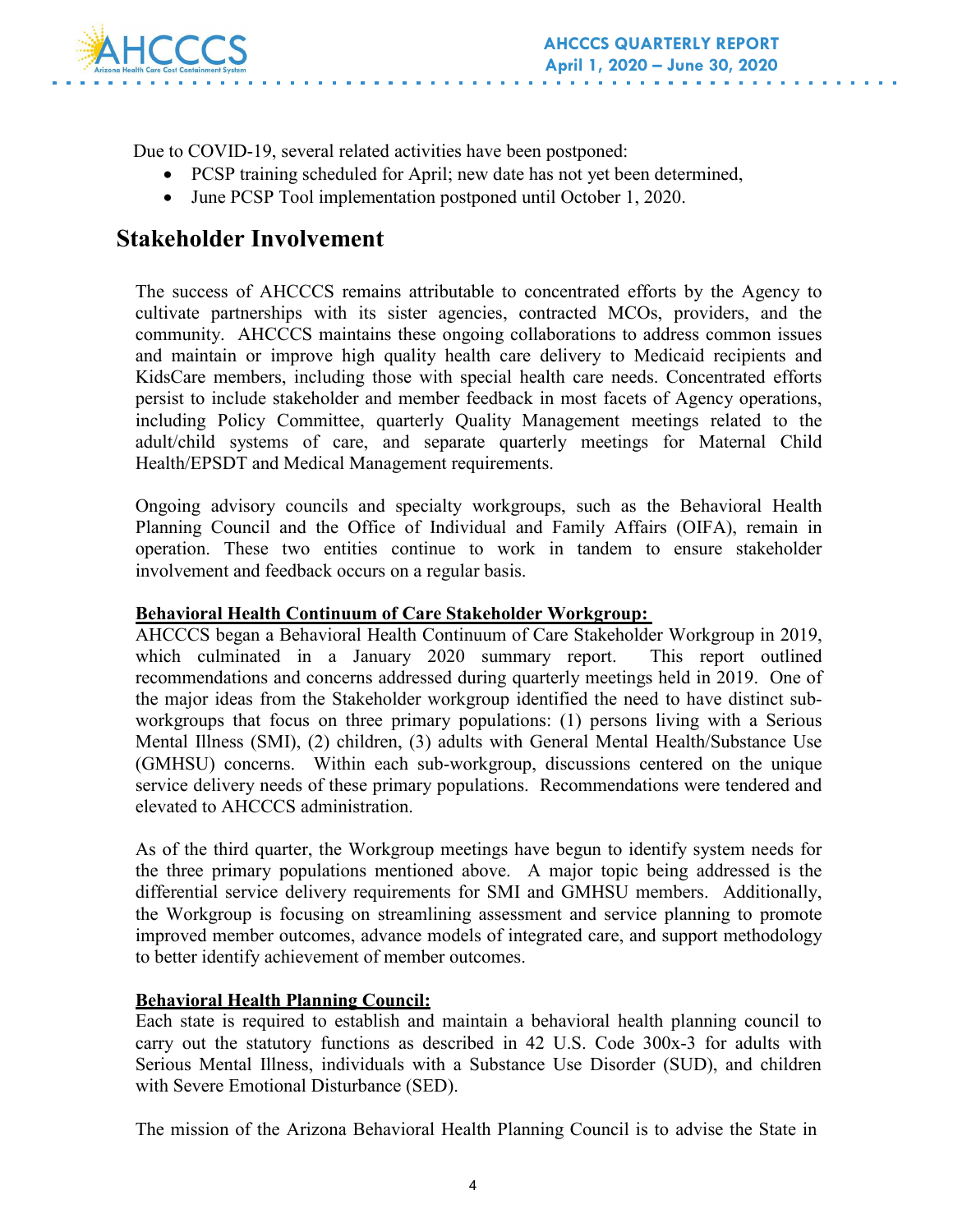Due to COVID-19, several related activities have been postponed:

- PCSP training scheduled for April; new date has not yet been determined,
- June PCSP Tool implementation postponed until October 1, 2020.

## Stakeholder Involvement

The success of AHCCCS remains attributable to concentrated efforts by the Agency to cultivate partnerships with its sister agencies, contracted MCOs, providers, and the community. AHCCCS maintains these ongoing collaborations to address common issues and maintain or improve high quality health care delivery to Medicaid recipients and KidsCare members, including those with special health care needs. Concentrated efforts persist to include stakeholder and member feedback in most facets of Agency operations, including Policy Committee, quarterly Quality Management meetings related to the adult/child systems of care, and separate quarterly meetings for Maternal Child Health/EPSDT and Medical Management requirements.

Ongoing advisory councils and specialty workgroups, such as the Behavioral Health Planning Council and the Office of Individual and Family Affairs (OIFA), remain in operation. These two entities continue to work in tandem to ensure stakeholder involvement and feedback occurs on a regular basis.

**Behavioral Health Continuum of Care Stakeholder Workgroup:**

AHCCCS began a Behavioral Health Continuum of Care Stakeholder Workgroup in 2019, which culminated in a January 2020 summary report. This report outlined recommendations and concerns addressed during quarterly meetings held in 2019. One of the major ideas from the Stakeholder workgroup identified the need to have distinct sub-workgroups that focus on three primary populations: (1) persons living with a Serious Mental Illness (SMI), (2) children, (3) adults with General Mental Health/Substance Use (GMHSU) concerns. Within each sub-workgroup, discussions centered on the unique service delivery needs of these primary populations. Recommendations were tendered and elevated to AHCCCS administration.

As of the third quarter, the Workgroup meetings have begun to identify system needs for the three primary populations mentioned above. A major topic being addressed is the differential service delivery requirements for SMI and GMHSU members. Additionally, the Workgroup is focusing on streamlining assessment and service planning to promote improved member outcomes, advance models of integrated care, and support methodology to better identify achievement of member outcomes.

**Behavioral Health Planning Council:**

Each state is required to establish and maintain a behavioral health planning council to carry out the statutory functions as described in 42 U.S. Code 300x-3 for adults with Serious Mental Illness, individuals with a Substance Use Disorder (SUD), and children with Severe Emotional Disturbance (SED).

The mission of the Arizona Behavioral Health Planning Council is to advise the State in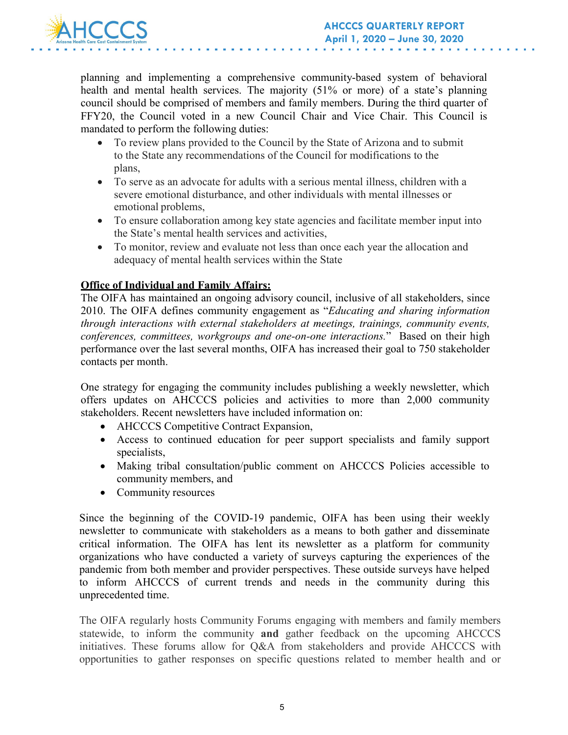planning and implementing a comprehensive community-based system of behavioral health and mental health services. The majority (51% or more) of a state's planning council should be comprised of members and family members. During the third quarter of FFY20, the Council voted in a new Council Chair and Vice Chair. This Council is mandated to perform the following duties:

- To review plans provided to the Council by the State of Arizona and to submit to the State any recommendations of the Council for modifications to the plans,
- To serve as an advocate for adults with a serious mental illness, children with a severe emotional disturbance, and other individuals with mental illnesses or emotional problems,
- To ensure collaboration among key state agencies and facilitate member input into the State's mental health services and activities,
- To monitor, review and evaluate not less than once each year the allocation and adequacy of mental health services within the State

**Office of Individual and Family Affairs:**

The OIFA has maintained an ongoing advisory council, inclusive of all stakeholders, since 2010. The OIFA defines community engagement as "*Educating and sharing information through interactions with external stakeholders at meetings, trainings, community events, conferences, committees, workgroups and one-on-one interactions.*" Based on their high performance over the last several months, OIFA has increased their goal to 750 stakeholder contacts per month.

One strategy for engaging the community includes publishing a weekly newsletter, which offers updates on AHCCCS policies and activities to more than 2,000 community stakeholders. Recent newsletters have included information on:

- AHCCCS Competitive Contract Expansion,
- Access to continued education for peer support specialists and family support specialists,
- Making tribal consultation/public comment on AHCCCS Policies accessible to community members, and
- Community resources

Since the beginning of the COVID-19 pandemic, OIFA has been using their weekly newsletter to communicate with stakeholders as a means to both gather and disseminate critical information. The OIFA has lent its newsletter as a platform for community organizations who have conducted a variety of surveys capturing the experiences of the pandemic from both member and provider perspectives. These outside surveys have helped to inform AHCCCS of current trends and needs in the community during this unprecedented time.

The OIFA regularly hosts Community Forums engaging with members and family members statewide, to inform the community **and** gather feedback on the upcoming AHCCCS initiatives. These forums allow for Q&A from stakeholders and provide AHCCCS with opportunities to gather responses on specific questions related to member health and or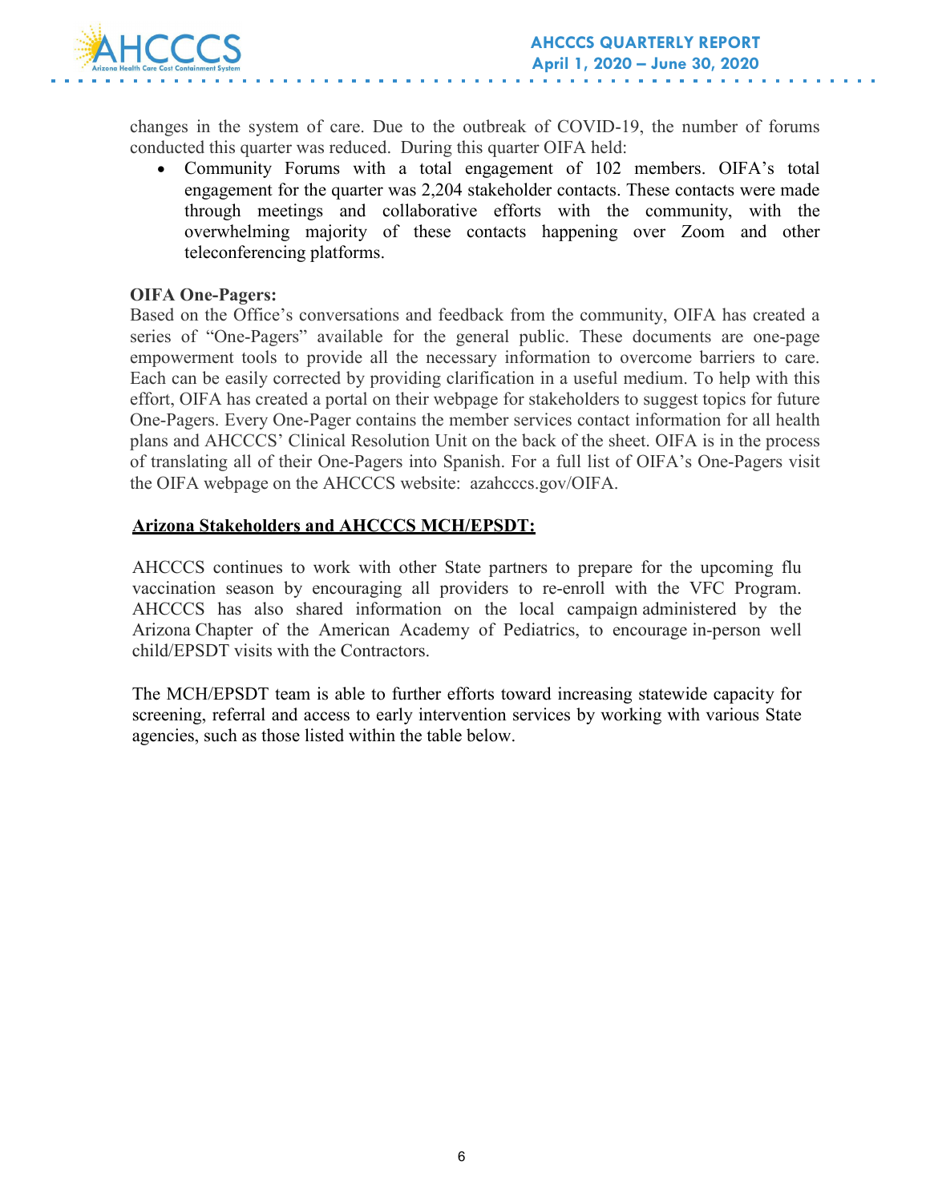changes in the system of care. Due to the outbreak of COVID-19, the number of forums conducted this quarter was reduced. During this quarter OIFA held:

- Community Forums with a total engagement of 102 members. OIFA's total engagement for the quarter was 2,204 stakeholder contacts. These contacts were made through meetings and collaborative efforts with the community, with the overwhelming majority of these contacts happening over Zoom and other teleconferencing platforms.

**OIFA One-Pagers:**

Based on the Office's conversations and feedback from the community, OIFA has created a series of "One-Pagers" available for the general public. These documents are one-page empowerment tools to provide all the necessary information to overcome barriers to care. Each can be easily corrected by providing clarification in a useful medium. To help with this effort, OIFA has created a portal on their webpage for stakeholders to suggest topics for future One-Pagers. Every One-Pager contains the member services contact information for all health plans and AHCCCS' Clinical Resolution Unit on the back of the sheet. OIFA is in the process of translating all of their One-Pagers into Spanish. For a full list of OIFA's One-Pagers visit the OIFA webpage on the AHCCCS website: azahcccs.gov/OIFA.

**Arizona Stakeholders and AHCCCS MCH/EPSDT:**

AHCCCS continues to work with other State partners to prepare for the upcoming flu vaccination season by encouraging all providers to re-enroll with the VFC Program. AHCCCS has also shared information on the local campaign administered by the Arizona Chapter of the American Academy of Pediatrics, to encourage in-person well child/EPSDT visits with the Contractors.

The MCH/EPSDT team is able to further efforts toward increasing statewide capacity for screening, referral and access to early intervention services by working with various State agencies, such as those listed within the table below.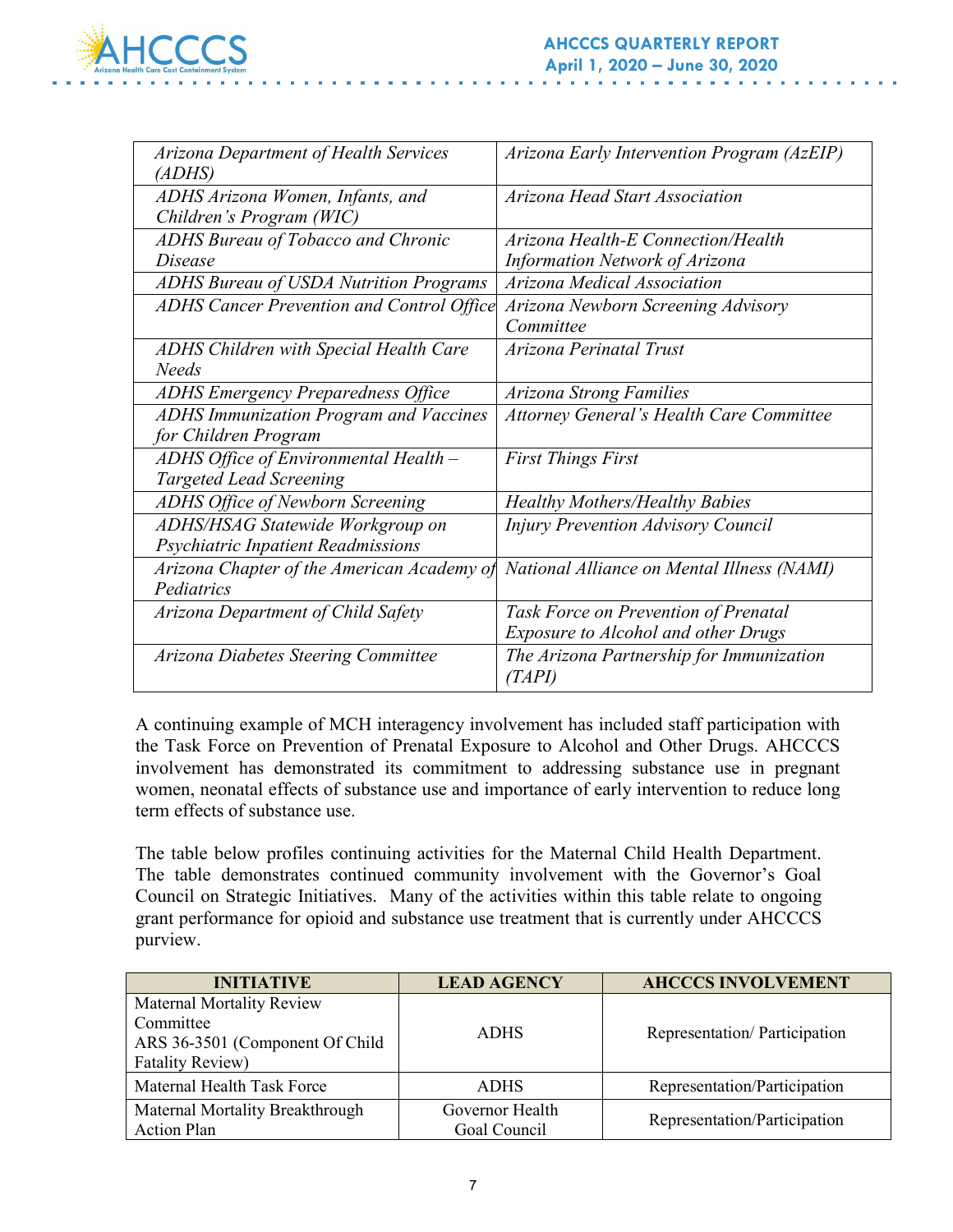| *Arizona Department of Health Services (ADHS)* | *Arizona Early Intervention Program (AzEIP)* |
|---|---|
| *ADHS Arizona Women, Infants, and Children's Program (WIC)* | *Arizona Head Start Association* |
| *ADHS Bureau of Tobacco and Chronic Disease* | *Arizona Health-E Connection/Health Information Network of Arizona* |
| *ADHS Bureau of USDA Nutrition Programs* | *Arizona Medical Association* |
| *ADHS Cancer Prevention and Control Office* | *Arizona Newborn Screening Advisory Committee* |
| *ADHS Children with Special Health Care Needs* | *Arizona Perinatal Trust* |
| *ADHS Emergency Preparedness Office* | *Arizona Strong Families* |
| *ADHS Immunization Program and Vaccines for Children Program* | *Attorney General's Health Care Committee* |
| *ADHS Office of Environmental Health – Targeted Lead Screening* | *First Things First* |
| *ADHS Office of Newborn Screening* | *Healthy Mothers/Healthy Babies* |
| *ADHS/HSAG Statewide Workgroup on Psychiatric Inpatient Readmissions* | *Injury Prevention Advisory Council* |
| *Arizona Chapter of the American Academy of Pediatrics* | *National Alliance on Mental Illness (NAMI)* |
| *Arizona Department of Child Safety* | *Task Force on Prevention of Prenatal Exposure to Alcohol and other Drugs* |
| *Arizona Diabetes Steering Committee* | *The Arizona Partnership for Immunization (TAPI)* |

A continuing example of MCH interagency involvement has included staff participation with the Task Force on Prevention of Prenatal Exposure to Alcohol and Other Drugs. AHCCCS involvement has demonstrated its commitment to addressing substance use in pregnant women, neonatal effects of substance use and importance of early intervention to reduce long term effects of substance use.

The table below profiles continuing activities for the Maternal Child Health Department. The table demonstrates continued community involvement with the Governor's Goal Council on Strategic Initiatives. Many of the activities within this table relate to ongoing grant performance for opioid and substance use treatment that is currently under AHCCCS purview.

| INITIATIVE | LEAD AGENCY | AHCCCS INVOLVEMENT |
|---|---|---|
| Maternal Mortality Review Committee ARS 36-3501 (Component Of Child Fatality Review) | ADHS | Representation/ Participation |
| Maternal Health Task Force | ADHS | Representation/Participation |
| Maternal Mortality Breakthrough Action Plan | Governor Health Goal Council | Representation/Participation |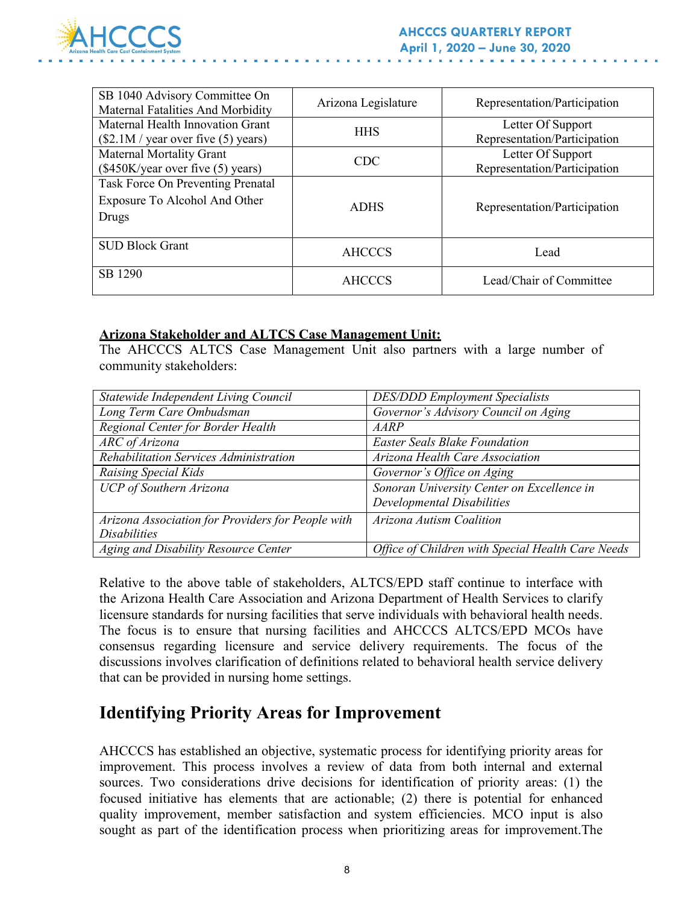| | | |
|---|---|---|
| SB 1040 Advisory Committee On Maternal Fatalities And Morbidity | Arizona Legislature | Representation/Participation |
| Maternal Health Innovation Grant ($2.1M / year over five (5) years) | HHS | Letter Of Support Representation/Participation |
| Maternal Mortality Grant ($450K/year over five (5) years) | CDC | Letter Of Support Representation/Participation |
| Task Force On Preventing Prenatal Exposure To Alcohol And Other Drugs | ADHS | Representation/Participation |
| SUD Block Grant | AHCCCS | Lead |
| SB 1290 | AHCCCS | Lead/Chair of Committee |

**Arizona Stakeholder and ALTCS Case Management Unit:**

The AHCCCS ALTCS Case Management Unit also partners with a large number of community stakeholders:

| | |
|---|---|
| *Statewide Independent Living Council* | *DES/DDD Employment Specialists* |
| *Long Term Care Ombudsman* | *Governor's Advisory Council on Aging* |
| *Regional Center for Border Health* | *AARP* |
| *ARC of Arizona* | *Easter Seals Blake Foundation* |
| *Rehabilitation Services Administration* | *Arizona Health Care Association* |
| *Raising Special Kids* | *Governor's Office on Aging* |
| *UCP of Southern Arizona* | *Sonoran University Center on Excellence in Developmental Disabilities* |
| *Arizona Association for Providers for People with Disabilities* | *Arizona Autism Coalition* |
| *Aging and Disability Resource Center* | *Office of Children with Special Health Care Needs* |

Relative to the above table of stakeholders, ALTCS/EPD staff continue to interface with the Arizona Health Care Association and Arizona Department of Health Services to clarify licensure standards for nursing facilities that serve individuals with behavioral health needs. The focus is to ensure that nursing facilities and AHCCCS ALTCS/EPD MCOs have consensus regarding licensure and service delivery requirements. The focus of the discussions involves clarification of definitions related to behavioral health service delivery that can be provided in nursing home settings.

## Identifying Priority Areas for Improvement

AHCCCS has established an objective, systematic process for identifying priority areas for improvement. This process involves a review of data from both internal and external sources. Two considerations drive decisions for identification of priority areas: (1) the focused initiative has elements that are actionable; (2) there is potential for enhanced quality improvement, member satisfaction and system efficiencies. MCO input is also sought as part of the identification process when prioritizing areas for improvement.The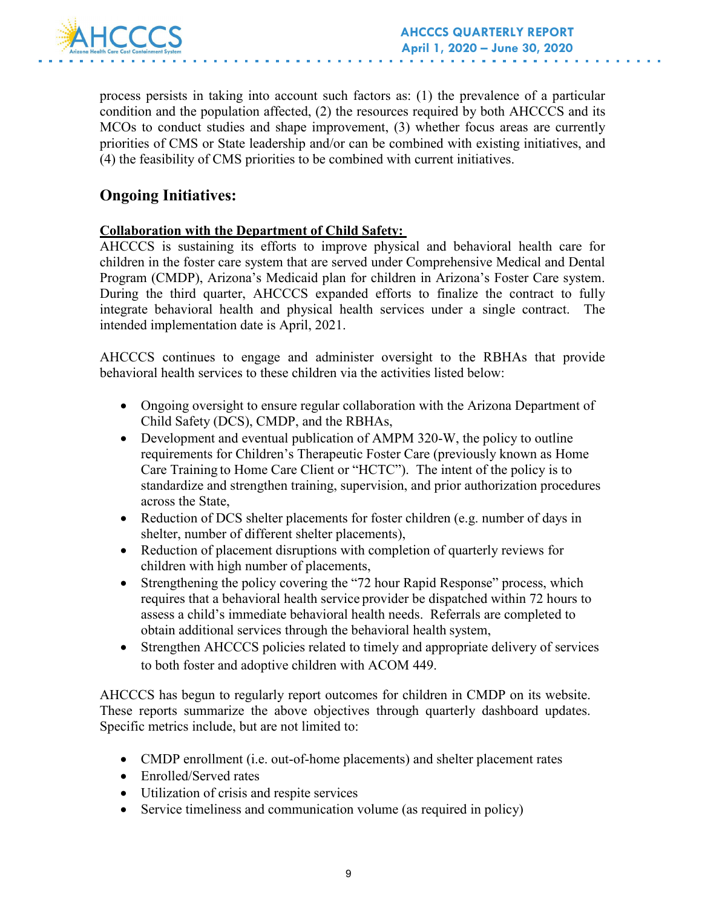process persists in taking into account such factors as: (1) the prevalence of a particular condition and the population affected, (2) the resources required by both AHCCCS and its MCOs to conduct studies and shape improvement, (3) whether focus areas are currently priorities of CMS or State leadership and/or can be combined with existing initiatives, and (4) the feasibility of CMS priorities to be combined with current initiatives.

## Ongoing Initiatives:

**Collaboration with the Department of Child Safety:**

AHCCCS is sustaining its efforts to improve physical and behavioral health care for children in the foster care system that are served under Comprehensive Medical and Dental Program (CMDP), Arizona's Medicaid plan for children in Arizona's Foster Care system. During the third quarter, AHCCCS expanded efforts to finalize the contract to fully integrate behavioral health and physical health services under a single contract. The intended implementation date is April, 2021.

AHCCCS continues to engage and administer oversight to the RBHAs that provide behavioral health services to these children via the activities listed below:

- Ongoing oversight to ensure regular collaboration with the Arizona Department of Child Safety (DCS), CMDP, and the RBHAs,
- Development and eventual publication of AMPM 320-W, the policy to outline requirements for Children's Therapeutic Foster Care (previously known as Home Care Training to Home Care Client or "HCTC"). The intent of the policy is to standardize and strengthen training, supervision, and prior authorization procedures across the State,
- Reduction of DCS shelter placements for foster children (e.g. number of days in shelter, number of different shelter placements),
- Reduction of placement disruptions with completion of quarterly reviews for children with high number of placements,
- Strengthening the policy covering the "72 hour Rapid Response" process, which requires that a behavioral health service provider be dispatched within 72 hours to assess a child's immediate behavioral health needs. Referrals are completed to obtain additional services through the behavioral health system,
- Strengthen AHCCCS policies related to timely and appropriate delivery of services to both foster and adoptive children with ACOM 449.

AHCCCS has begun to regularly report outcomes for children in CMDP on its website. These reports summarize the above objectives through quarterly dashboard updates. Specific metrics include, but are not limited to:

- CMDP enrollment (i.e. out-of-home placements) and shelter placement rates
- Enrolled/Served rates
- Utilization of crisis and respite services
- Service timeliness and communication volume (as required in policy)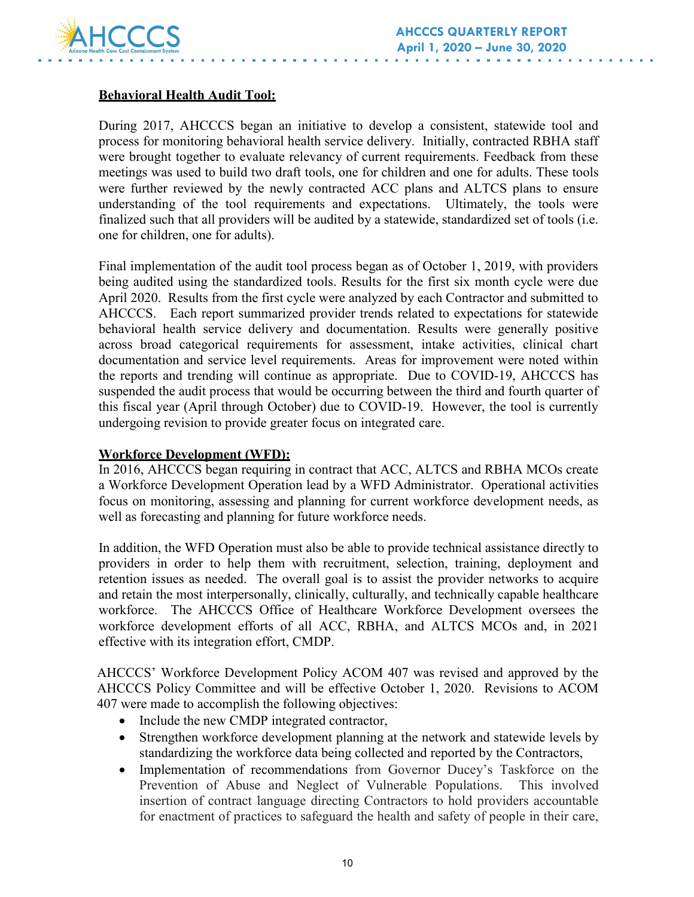**Behavioral Health Audit Tool:**

During 2017, AHCCCS began an initiative to develop a consistent, statewide tool and process for monitoring behavioral health service delivery. Initially, contracted RBHA staff were brought together to evaluate relevancy of current requirements. Feedback from these meetings was used to build two draft tools, one for children and one for adults. These tools were further reviewed by the newly contracted ACC plans and ALTCS plans to ensure understanding of the tool requirements and expectations. Ultimately, the tools were finalized such that all providers will be audited by a statewide, standardized set of tools (i.e. one for children, one for adults).

Final implementation of the audit tool process began as of October 1, 2019, with providers being audited using the standardized tools. Results for the first six month cycle were due April 2020. Results from the first cycle were analyzed by each Contractor and submitted to AHCCCS. Each report summarized provider trends related to expectations for statewide behavioral health service delivery and documentation. Results were generally positive across broad categorical requirements for assessment, intake activities, clinical chart documentation and service level requirements. Areas for improvement were noted within the reports and trending will continue as appropriate. Due to COVID-19, AHCCCS has suspended the audit process that would be occurring between the third and fourth quarter of this fiscal year (April through October) due to COVID-19. However, the tool is currently undergoing revision to provide greater focus on integrated care.

**Workforce Development (WFD):**

In 2016, AHCCCS began requiring in contract that ACC, ALTCS and RBHA MCOs create a Workforce Development Operation lead by a WFD Administrator. Operational activities focus on monitoring, assessing and planning for current workforce development needs, as well as forecasting and planning for future workforce needs.

In addition, the WFD Operation must also be able to provide technical assistance directly to providers in order to help them with recruitment, selection, training, deployment and retention issues as needed. The overall goal is to assist the provider networks to acquire and retain the most interpersonally, clinically, culturally, and technically capable healthcare workforce. The AHCCCS Office of Healthcare Workforce Development oversees the workforce development efforts of all ACC, RBHA, and ALTCS MCOs and, in 2021 effective with its integration effort, CMDP.

AHCCCS' Workforce Development Policy ACOM 407 was revised and approved by the AHCCCS Policy Committee and will be effective October 1, 2020. Revisions to ACOM 407 were made to accomplish the following objectives:

- Include the new CMDP integrated contractor,
- Strengthen workforce development planning at the network and statewide levels by standardizing the workforce data being collected and reported by the Contractors,
- Implementation of recommendations from Governor Ducey's Taskforce on the Prevention of Abuse and Neglect of Vulnerable Populations. This involved insertion of contract language directing Contractors to hold providers accountable for enactment of practices to safeguard the health and safety of people in their care,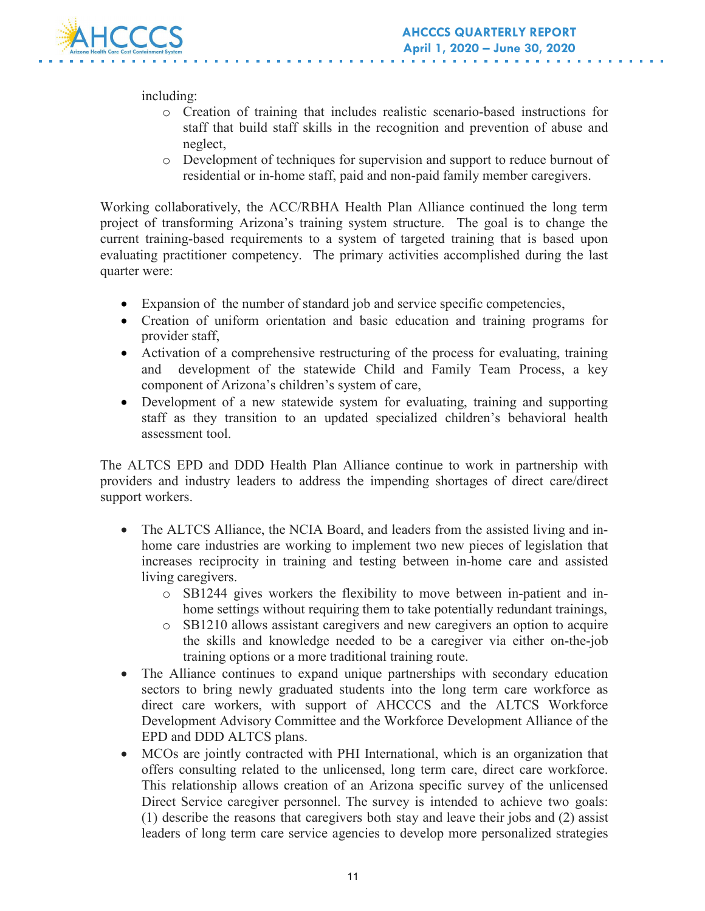including:

- Creation of training that includes realistic scenario-based instructions for staff that build staff skills in the recognition and prevention of abuse and neglect,
- Development of techniques for supervision and support to reduce burnout of residential or in-home staff, paid and non-paid family member caregivers.

Working collaboratively, the ACC/RBHA Health Plan Alliance continued the long term project of transforming Arizona's training system structure. The goal is to change the current training-based requirements to a system of targeted training that is based upon evaluating practitioner competency. The primary activities accomplished during the last quarter were:

- Expansion of the number of standard job and service specific competencies,
- Creation of uniform orientation and basic education and training programs for provider staff,
- Activation of a comprehensive restructuring of the process for evaluating, training and development of the statewide Child and Family Team Process, a key component of Arizona's children's system of care,
- Development of a new statewide system for evaluating, training and supporting staff as they transition to an updated specialized children's behavioral health assessment tool.

The ALTCS EPD and DDD Health Plan Alliance continue to work in partnership with providers and industry leaders to address the impending shortages of direct care/direct support workers.

- The ALTCS Alliance, the NCIA Board, and leaders from the assisted living and in-home care industries are working to implement two new pieces of legislation that increases reciprocity in training and testing between in-home care and assisted living caregivers.
  - SB1244 gives workers the flexibility to move between in-patient and in-home settings without requiring them to take potentially redundant trainings,
  - SB1210 allows assistant caregivers and new caregivers an option to acquire the skills and knowledge needed to be a caregiver via either on-the-job training options or a more traditional training route.
- The Alliance continues to expand unique partnerships with secondary education sectors to bring newly graduated students into the long term care workforce as direct care workers, with support of AHCCCS and the ALTCS Workforce Development Advisory Committee and the Workforce Development Alliance of the EPD and DDD ALTCS plans.
- MCOs are jointly contracted with PHI International, which is an organization that offers consulting related to the unlicensed, long term care, direct care workforce. This relationship allows creation of an Arizona specific survey of the unlicensed Direct Service caregiver personnel. The survey is intended to achieve two goals: (1) describe the reasons that caregivers both stay and leave their jobs and (2) assist leaders of long term care service agencies to develop more personalized strategies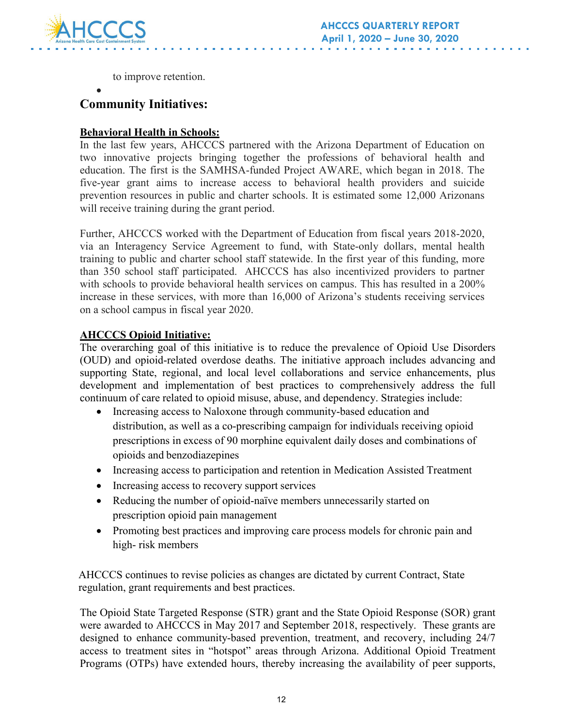to improve retention.

-

## Community Initiatives:

**Behavioral Health in Schools:**

In the last few years, AHCCCS partnered with the Arizona Department of Education on two innovative projects bringing together the professions of behavioral health and education. The first is the SAMHSA-funded Project AWARE, which began in 2018. The five-year grant aims to increase access to behavioral health providers and suicide prevention resources in public and charter schools. It is estimated some 12,000 Arizonans will receive training during the grant period.

Further, AHCCCS worked with the Department of Education from fiscal years 2018-2020, via an Interagency Service Agreement to fund, with State-only dollars, mental health training to public and charter school staff statewide. In the first year of this funding, more than 350 school staff participated. AHCCCS has also incentivized providers to partner with schools to provide behavioral health services on campus. This has resulted in a 200% increase in these services, with more than 16,000 of Arizona's students receiving services on a school campus in fiscal year 2020.

**AHCCCS Opioid Initiative:**

The overarching goal of this initiative is to reduce the prevalence of Opioid Use Disorders (OUD) and opioid-related overdose deaths. The initiative approach includes advancing and supporting State, regional, and local level collaborations and service enhancements, plus development and implementation of best practices to comprehensively address the full continuum of care related to opioid misuse, abuse, and dependency. Strategies include:

- Increasing access to Naloxone through community-based education and distribution, as well as a co-prescribing campaign for individuals receiving opioid prescriptions in excess of 90 morphine equivalent daily doses and combinations of opioids and benzodiazepines
- Increasing access to participation and retention in Medication Assisted Treatment
- Increasing access to recovery support services
- Reducing the number of opioid-naïve members unnecessarily started on prescription opioid pain management
- Promoting best practices and improving care process models for chronic pain and high- risk members

AHCCCS continues to revise policies as changes are dictated by current Contract, State regulation, grant requirements and best practices.

The Opioid State Targeted Response (STR) grant and the State Opioid Response (SOR) grant were awarded to AHCCCS in May 2017 and September 2018, respectively. These grants are designed to enhance community-based prevention, treatment, and recovery, including 24/7 access to treatment sites in "hotspot" areas through Arizona. Additional Opioid Treatment Programs (OTPs) have extended hours, thereby increasing the availability of peer supports,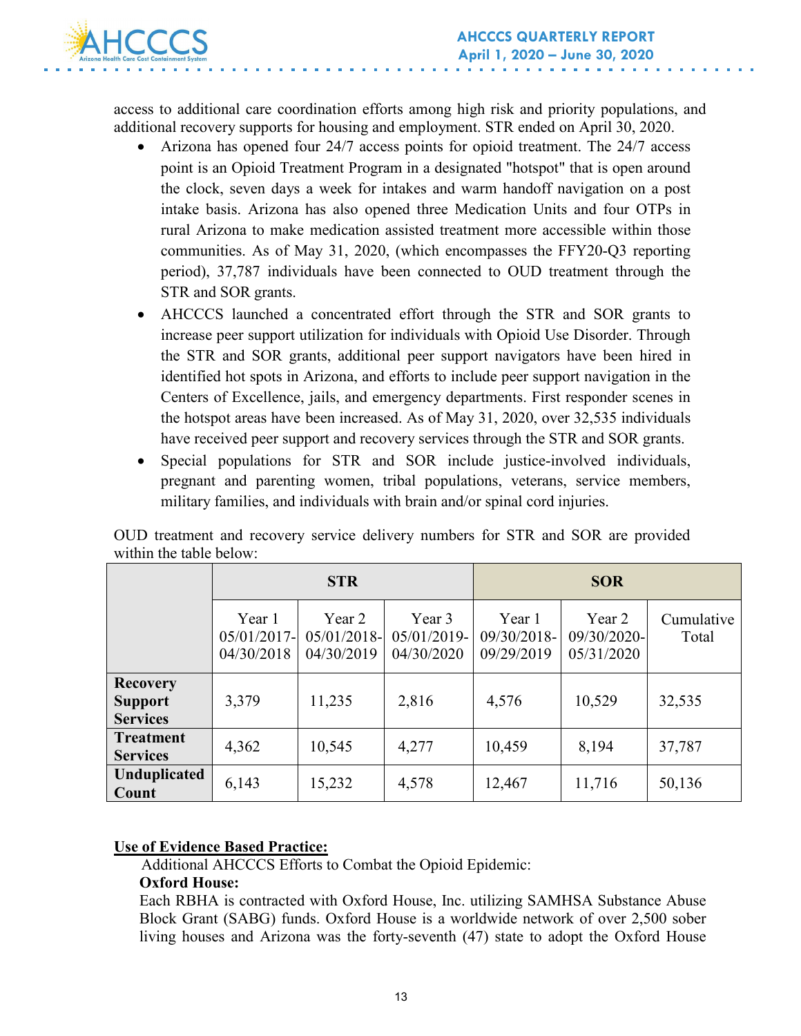access to additional care coordination efforts among high risk and priority populations, and additional recovery supports for housing and employment. STR ended on April 30, 2020.

- Arizona has opened four 24/7 access points for opioid treatment. The 24/7 access point is an Opioid Treatment Program in a designated "hotspot" that is open around the clock, seven days a week for intakes and warm handoff navigation on a post intake basis. Arizona has also opened three Medication Units and four OTPs in rural Arizona to make medication assisted treatment more accessible within those communities. As of May 31, 2020, (which encompasses the FFY20-Q3 reporting period), 37,787 individuals have been connected to OUD treatment through the STR and SOR grants.
- AHCCCS launched a concentrated effort through the STR and SOR grants to increase peer support utilization for individuals with Opioid Use Disorder. Through the STR and SOR grants, additional peer support navigators have been hired in identified hot spots in Arizona, and efforts to include peer support navigation in the Centers of Excellence, jails, and emergency departments. First responder scenes in the hotspot areas have been increased. As of May 31, 2020, over 32,535 individuals have received peer support and recovery services through the STR and SOR grants.
- Special populations for STR and SOR include justice-involved individuals, pregnant and parenting women, tribal populations, veterans, service members, military families, and individuals with brain and/or spinal cord injuries.

OUD treatment and recovery service delivery numbers for STR and SOR are provided within the table below:

| | STR | | | SOR | | |
|---|---|---|---|---|---|---|
| | Year 1 05/01/2017-04/30/2018 | Year 2 05/01/2018-04/30/2019 | Year 3 05/01/2019-04/30/2020 | Year 1 09/30/2018-09/29/2019 | Year 2 09/30/2020-05/31/2020 | Cumulative Total |
| **Recovery Support Services** | 3,379 | 11,235 | 2,816 | 4,576 | 10,529 | 32,535 |
| **Treatment Services** | 4,362 | 10,545 | 4,277 | 10,459 | 8,194 | 37,787 |
| **Unduplicated Count** | 6,143 | 15,232 | 4,578 | 12,467 | 11,716 | 50,136 |

**Use of Evidence Based Practice:**

Additional AHCCCS Efforts to Combat the Opioid Epidemic:

**Oxford House:**

Each RBHA is contracted with Oxford House, Inc. utilizing SAMHSA Substance Abuse Block Grant (SABG) funds. Oxford House is a worldwide network of over 2,500 sober living houses and Arizona was the forty-seventh (47) state to adopt the Oxford House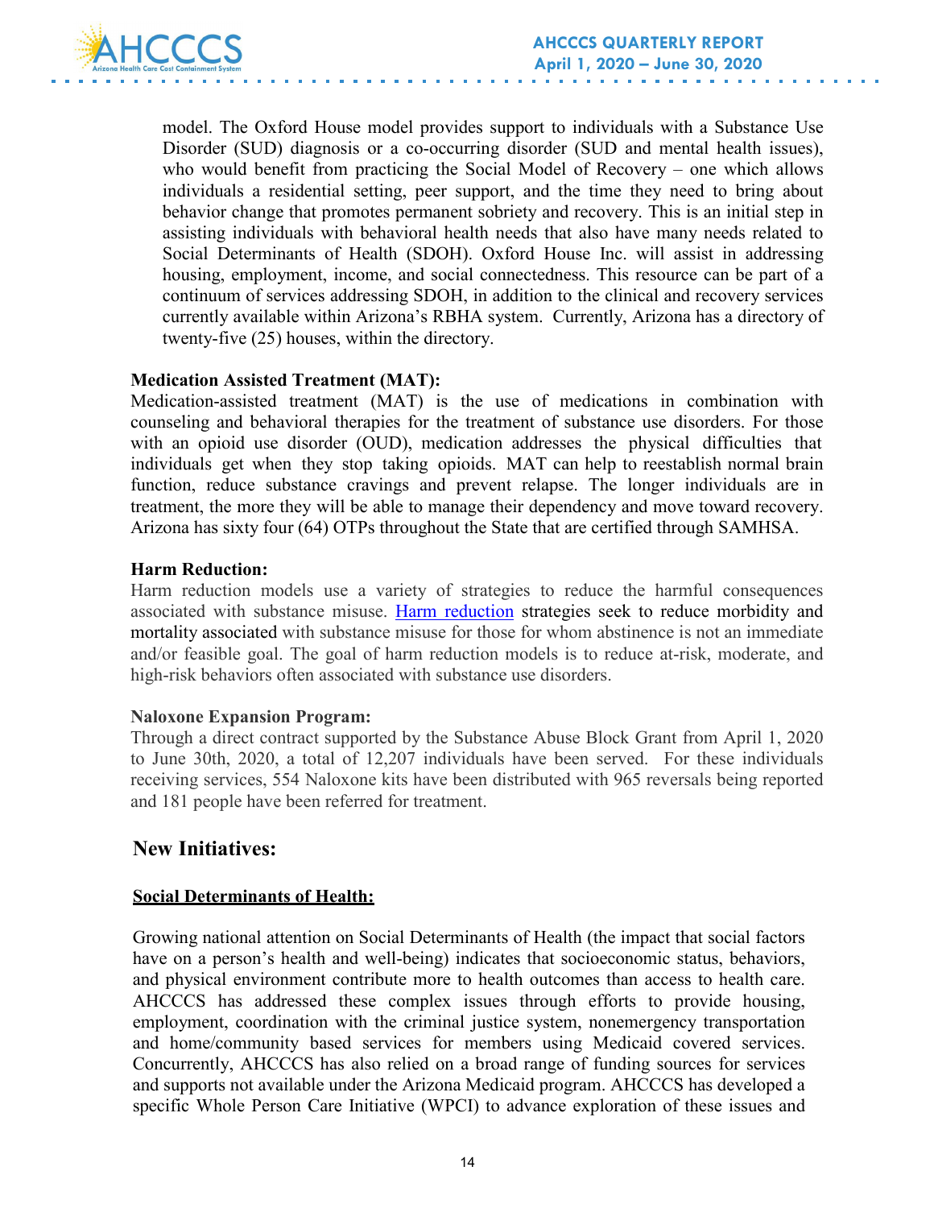model. The Oxford House model provides support to individuals with a Substance Use Disorder (SUD) diagnosis or a co-occurring disorder (SUD and mental health issues), who would benefit from practicing the Social Model of Recovery – one which allows individuals a residential setting, peer support, and the time they need to bring about behavior change that promotes permanent sobriety and recovery. This is an initial step in assisting individuals with behavioral health needs that also have many needs related to Social Determinants of Health (SDOH). Oxford House Inc. will assist in addressing housing, employment, income, and social connectedness. This resource can be part of a continuum of services addressing SDOH, in addition to the clinical and recovery services currently available within Arizona's RBHA system. Currently, Arizona has a directory of twenty-five (25) houses, within the directory.

**Medication Assisted Treatment (MAT):**

Medication-assisted treatment (MAT) is the use of medications in combination with counseling and behavioral therapies for the treatment of substance use disorders. For those with an opioid use disorder (OUD), medication addresses the physical difficulties that individuals get when they stop taking opioids. MAT can help to reestablish normal brain function, reduce substance cravings and prevent relapse. The longer individuals are in treatment, the more they will be able to manage their dependency and move toward recovery. Arizona has sixty four (64) OTPs throughout the State that are certified through SAMHSA.

**Harm Reduction:**

Harm reduction models use a variety of strategies to reduce the harmful consequences associated with substance misuse. Harm reduction strategies seek to reduce morbidity and mortality associated with substance misuse for those for whom abstinence is not an immediate and/or feasible goal. The goal of harm reduction models is to reduce at-risk, moderate, and high-risk behaviors often associated with substance use disorders.

**Naloxone Expansion Program:**

Through a direct contract supported by the Substance Abuse Block Grant from April 1, 2020 to June 30th, 2020, a total of 12,207 individuals have been served. For these individuals receiving services, 554 Naloxone kits have been distributed with 965 reversals being reported and 181 people have been referred for treatment.

## New Initiatives:

### Social Determinants of Health:

Growing national attention on Social Determinants of Health (the impact that social factors have on a person's health and well-being) indicates that socioeconomic status, behaviors, and physical environment contribute more to health outcomes than access to health care. AHCCCS has addressed these complex issues through efforts to provide housing, employment, coordination with the criminal justice system, nonemergency transportation and home/community based services for members using Medicaid covered services. Concurrently, AHCCCS has also relied on a broad range of funding sources for services and supports not available under the Arizona Medicaid program. AHCCCS has developed a specific Whole Person Care Initiative (WPCI) to advance exploration of these issues and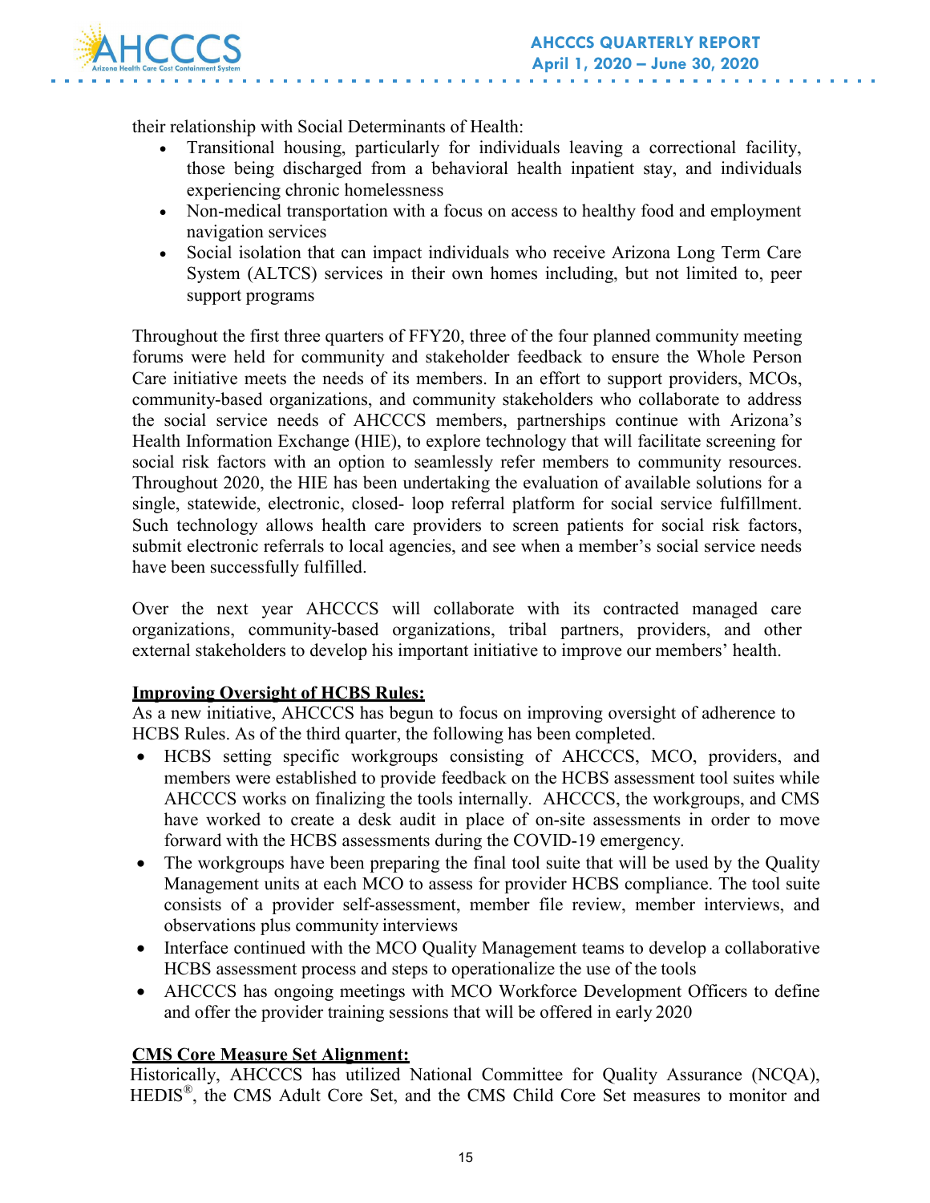their relationship with Social Determinants of Health:

- Transitional housing, particularly for individuals leaving a correctional facility, those being discharged from a behavioral health inpatient stay, and individuals experiencing chronic homelessness
- Non-medical transportation with a focus on access to healthy food and employment navigation services
- Social isolation that can impact individuals who receive Arizona Long Term Care System (ALTCS) services in their own homes including, but not limited to, peer support programs

Throughout the first three quarters of FFY20, three of the four planned community meeting forums were held for community and stakeholder feedback to ensure the Whole Person Care initiative meets the needs of its members. In an effort to support providers, MCOs, community-based organizations, and community stakeholders who collaborate to address the social service needs of AHCCCS members, partnerships continue with Arizona's Health Information Exchange (HIE), to explore technology that will facilitate screening for social risk factors with an option to seamlessly refer members to community resources. Throughout 2020, the HIE has been undertaking the evaluation of available solutions for a single, statewide, electronic, closed- loop referral platform for social service fulfillment. Such technology allows health care providers to screen patients for social risk factors, submit electronic referrals to local agencies, and see when a member's social service needs have been successfully fulfilled.

Over the next year AHCCCS will collaborate with its contracted managed care organizations, community-based organizations, tribal partners, providers, and other external stakeholders to develop his important initiative to improve our members' health.

**Improving Oversight of HCBS Rules:**

As a new initiative, AHCCCS has begun to focus on improving oversight of adherence to HCBS Rules. As of the third quarter, the following has been completed.

- HCBS setting specific workgroups consisting of AHCCCS, MCO, providers, and members were established to provide feedback on the HCBS assessment tool suites while AHCCCS works on finalizing the tools internally. AHCCCS, the workgroups, and CMS have worked to create a desk audit in place of on-site assessments in order to move forward with the HCBS assessments during the COVID-19 emergency.
- The workgroups have been preparing the final tool suite that will be used by the Quality Management units at each MCO to assess for provider HCBS compliance. The tool suite consists of a provider self-assessment, member file review, member interviews, and observations plus community interviews
- Interface continued with the MCO Quality Management teams to develop a collaborative HCBS assessment process and steps to operationalize the use of the tools
- AHCCCS has ongoing meetings with MCO Workforce Development Officers to define and offer the provider training sessions that will be offered in early 2020

**CMS Core Measure Set Alignment:**

Historically, AHCCCS has utilized National Committee for Quality Assurance (NCQA), HEDIS®, the CMS Adult Core Set, and the CMS Child Core Set measures to monitor and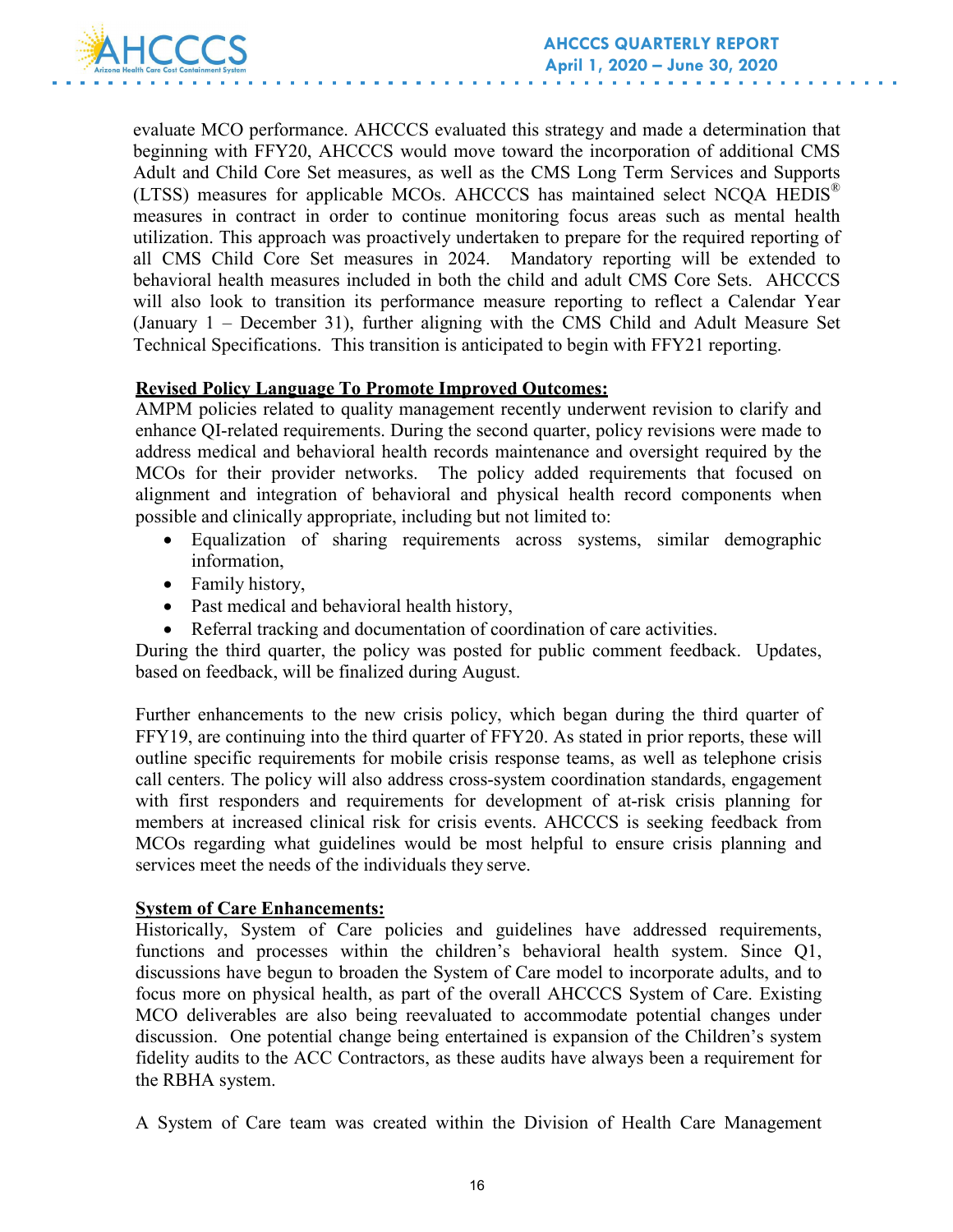evaluate MCO performance. AHCCCS evaluated this strategy and made a determination that beginning with FFY20, AHCCCS would move toward the incorporation of additional CMS Adult and Child Core Set measures, as well as the CMS Long Term Services and Supports (LTSS) measures for applicable MCOs. AHCCCS has maintained select NCQA HEDIS® measures in contract in order to continue monitoring focus areas such as mental health utilization. This approach was proactively undertaken to prepare for the required reporting of all CMS Child Core Set measures in 2024. Mandatory reporting will be extended to behavioral health measures included in both the child and adult CMS Core Sets. AHCCCS will also look to transition its performance measure reporting to reflect a Calendar Year (January 1 – December 31), further aligning with the CMS Child and Adult Measure Set Technical Specifications. This transition is anticipated to begin with FFY21 reporting.

**Revised Policy Language To Promote Improved Outcomes:**

AMPM policies related to quality management recently underwent revision to clarify and enhance QI-related requirements. During the second quarter, policy revisions were made to address medical and behavioral health records maintenance and oversight required by the MCOs for their provider networks. The policy added requirements that focused on alignment and integration of behavioral and physical health record components when possible and clinically appropriate, including but not limited to:

- Equalization of sharing requirements across systems, similar demographic information,
- Family history,
- Past medical and behavioral health history,
- Referral tracking and documentation of coordination of care activities.

During the third quarter, the policy was posted for public comment feedback. Updates, based on feedback, will be finalized during August.

Further enhancements to the new crisis policy, which began during the third quarter of FFY19, are continuing into the third quarter of FFY20. As stated in prior reports, these will outline specific requirements for mobile crisis response teams, as well as telephone crisis call centers. The policy will also address cross-system coordination standards, engagement with first responders and requirements for development of at-risk crisis planning for members at increased clinical risk for crisis events. AHCCCS is seeking feedback from MCOs regarding what guidelines would be most helpful to ensure crisis planning and services meet the needs of the individuals they serve.

**System of Care Enhancements:**

Historically, System of Care policies and guidelines have addressed requirements, functions and processes within the children's behavioral health system. Since Q1, discussions have begun to broaden the System of Care model to incorporate adults, and to focus more on physical health, as part of the overall AHCCCS System of Care. Existing MCO deliverables are also being reevaluated to accommodate potential changes under discussion. One potential change being entertained is expansion of the Children's system fidelity audits to the ACC Contractors, as these audits have always been a requirement for the RBHA system.

A System of Care team was created within the Division of Health Care Management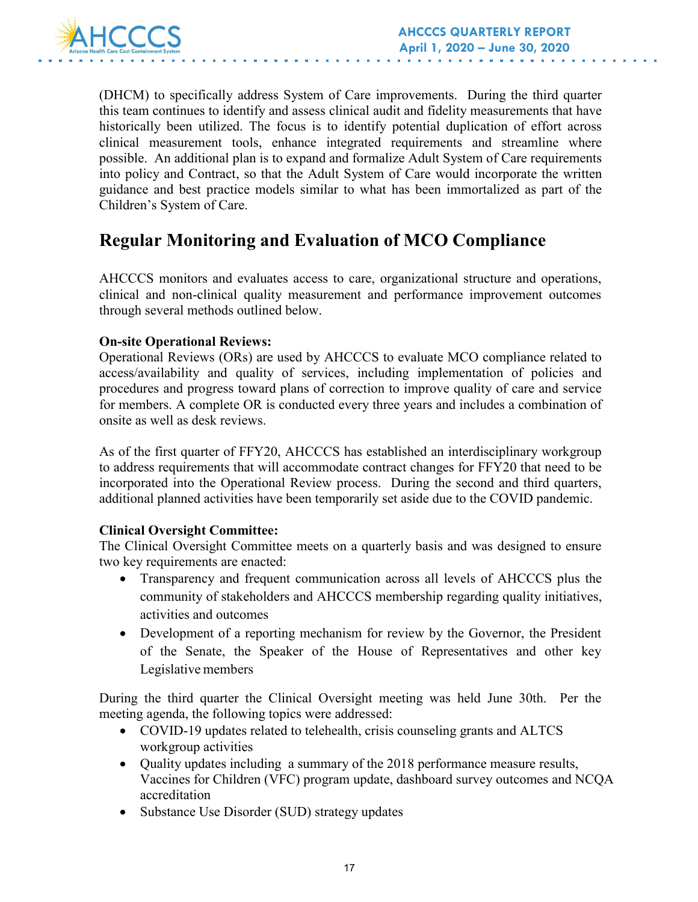(DHCM) to specifically address System of Care improvements. During the third quarter this team continues to identify and assess clinical audit and fidelity measurements that have historically been utilized. The focus is to identify potential duplication of effort across clinical measurement tools, enhance integrated requirements and streamline where possible. An additional plan is to expand and formalize Adult System of Care requirements into policy and Contract, so that the Adult System of Care would incorporate the written guidance and best practice models similar to what has been immortalized as part of the Children's System of Care.

## Regular Monitoring and Evaluation of MCO Compliance

AHCCCS monitors and evaluates access to care, organizational structure and operations, clinical and non-clinical quality measurement and performance improvement outcomes through several methods outlined below.

**On-site Operational Reviews:**
Operational Reviews (ORs) are used by AHCCCS to evaluate MCO compliance related to access/availability and quality of services, including implementation of policies and procedures and progress toward plans of correction to improve quality of care and service for members. A complete OR is conducted every three years and includes a combination of onsite as well as desk reviews.

As of the first quarter of FFY20, AHCCCS has established an interdisciplinary workgroup to address requirements that will accommodate contract changes for FFY20 that need to be incorporated into the Operational Review process. During the second and third quarters, additional planned activities have been temporarily set aside due to the COVID pandemic.

**Clinical Oversight Committee:**
The Clinical Oversight Committee meets on a quarterly basis and was designed to ensure two key requirements are enacted:

- Transparency and frequent communication across all levels of AHCCCS plus the community of stakeholders and AHCCCS membership regarding quality initiatives, activities and outcomes
- Development of a reporting mechanism for review by the Governor, the President of the Senate, the Speaker of the House of Representatives and other key Legislative members

During the third quarter the Clinical Oversight meeting was held June 30th. Per the meeting agenda, the following topics were addressed:

- COVID-19 updates related to telehealth, crisis counseling grants and ALTCS workgroup activities
- Quality updates including a summary of the 2018 performance measure results, Vaccines for Children (VFC) program update, dashboard survey outcomes and NCQA accreditation
- Substance Use Disorder (SUD) strategy updates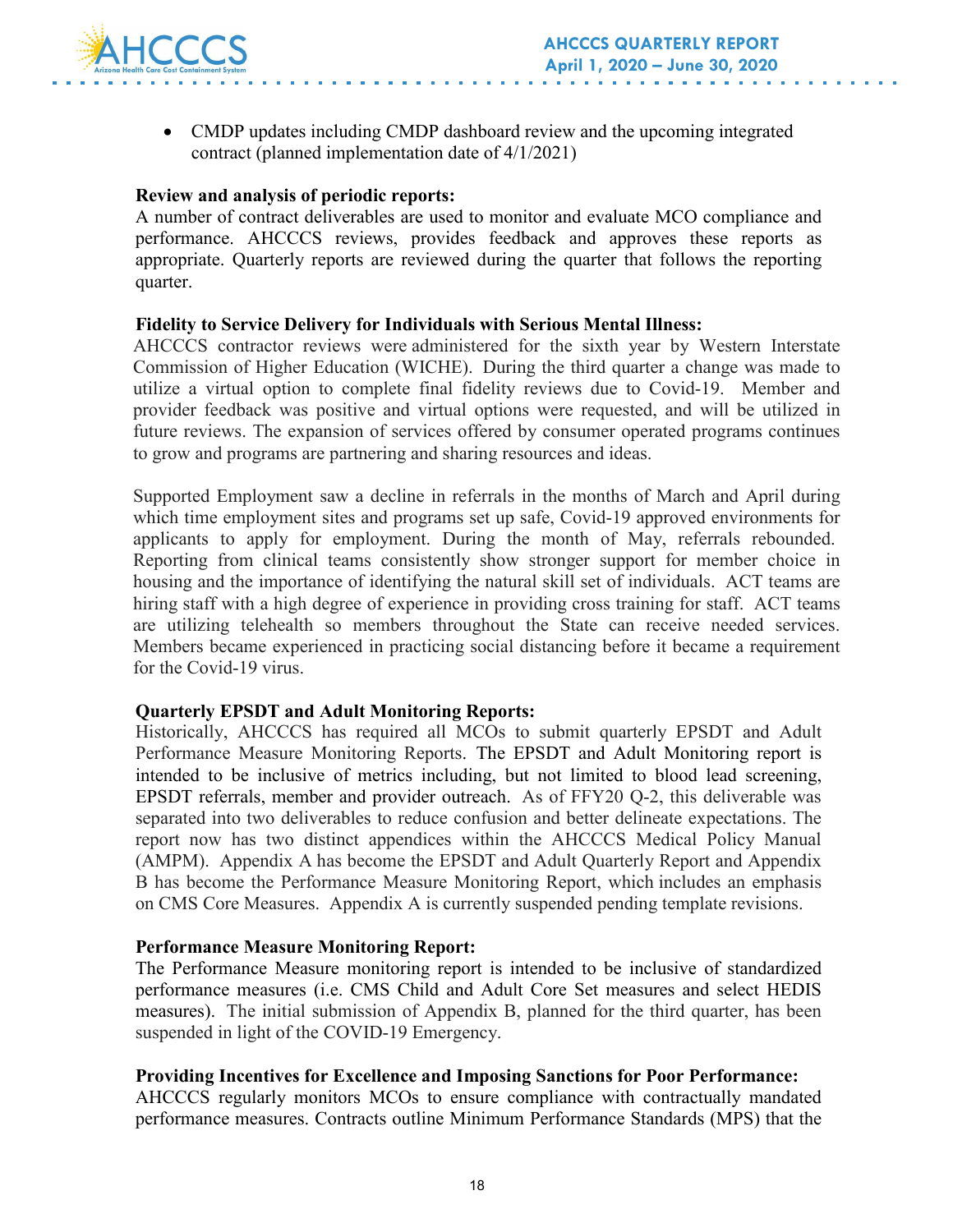- CMDP updates including CMDP dashboard review and the upcoming integrated contract (planned implementation date of 4/1/2021)

**Review and analysis of periodic reports:**

A number of contract deliverables are used to monitor and evaluate MCO compliance and performance. AHCCCS reviews, provides feedback and approves these reports as appropriate. Quarterly reports are reviewed during the quarter that follows the reporting quarter.

**Fidelity to Service Delivery for Individuals with Serious Mental Illness:**

AHCCCS contractor reviews were administered for the sixth year by Western Interstate Commission of Higher Education (WICHE). During the third quarter a change was made to utilize a virtual option to complete final fidelity reviews due to Covid-19. Member and provider feedback was positive and virtual options were requested, and will be utilized in future reviews. The expansion of services offered by consumer operated programs continues to grow and programs are partnering and sharing resources and ideas.

Supported Employment saw a decline in referrals in the months of March and April during which time employment sites and programs set up safe, Covid-19 approved environments for applicants to apply for employment. During the month of May, referrals rebounded. Reporting from clinical teams consistently show stronger support for member choice in housing and the importance of identifying the natural skill set of individuals. ACT teams are hiring staff with a high degree of experience in providing cross training for staff. ACT teams are utilizing telehealth so members throughout the State can receive needed services. Members became experienced in practicing social distancing before it became a requirement for the Covid-19 virus.

**Quarterly EPSDT and Adult Monitoring Reports:**

Historically, AHCCCS has required all MCOs to submit quarterly EPSDT and Adult Performance Measure Monitoring Reports. The EPSDT and Adult Monitoring report is intended to be inclusive of metrics including, but not limited to blood lead screening, EPSDT referrals, member and provider outreach. As of FFY20 Q-2, this deliverable was separated into two deliverables to reduce confusion and better delineate expectations. The report now has two distinct appendices within the AHCCCS Medical Policy Manual (AMPM). Appendix A has become the EPSDT and Adult Quarterly Report and Appendix B has become the Performance Measure Monitoring Report, which includes an emphasis on CMS Core Measures. Appendix A is currently suspended pending template revisions.

**Performance Measure Monitoring Report:**

The Performance Measure monitoring report is intended to be inclusive of standardized performance measures (i.e. CMS Child and Adult Core Set measures and select HEDIS measures). The initial submission of Appendix B, planned for the third quarter, has been suspended in light of the COVID-19 Emergency.

**Providing Incentives for Excellence and Imposing Sanctions for Poor Performance:**

AHCCCS regularly monitors MCOs to ensure compliance with contractually mandated performance measures. Contracts outline Minimum Performance Standards (MPS) that the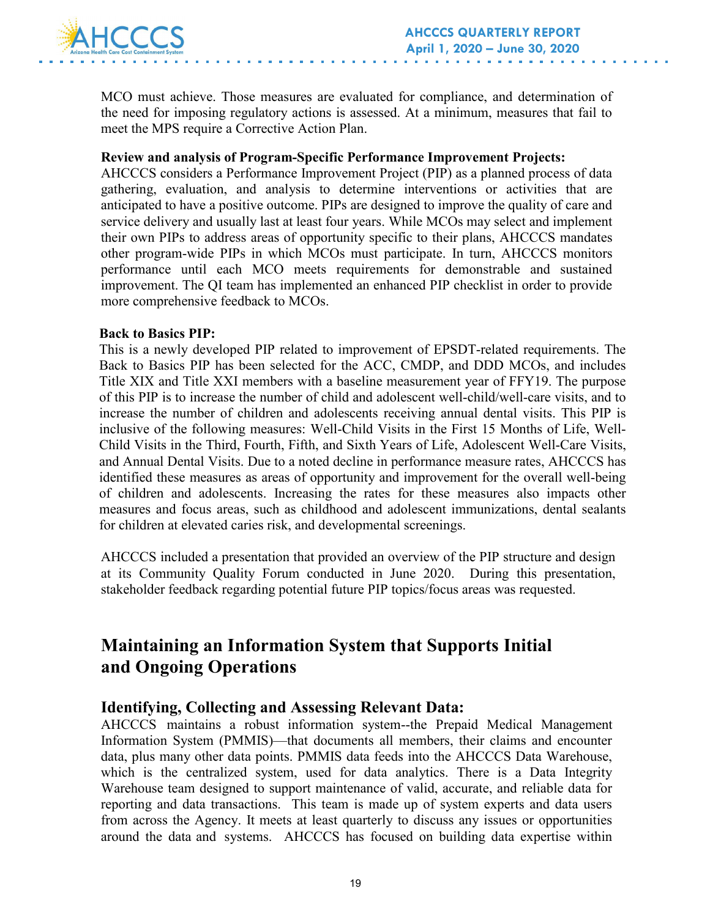MCO must achieve. Those measures are evaluated for compliance, and determination of the need for imposing regulatory actions is assessed. At a minimum, measures that fail to meet the MPS require a Corrective Action Plan.

**Review and analysis of Program-Specific Performance Improvement Projects:**
AHCCCS considers a Performance Improvement Project (PIP) as a planned process of data gathering, evaluation, and analysis to determine interventions or activities that are anticipated to have a positive outcome. PIPs are designed to improve the quality of care and service delivery and usually last at least four years. While MCOs may select and implement their own PIPs to address areas of opportunity specific to their plans, AHCCCS mandates other program-wide PIPs in which MCOs must participate. In turn, AHCCCS monitors performance until each MCO meets requirements for demonstrable and sustained improvement. The QI team has implemented an enhanced PIP checklist in order to provide more comprehensive feedback to MCOs.

**Back to Basics PIP:**
This is a newly developed PIP related to improvement of EPSDT-related requirements. The Back to Basics PIP has been selected for the ACC, CMDP, and DDD MCOs, and includes Title XIX and Title XXI members with a baseline measurement year of FFY19. The purpose of this PIP is to increase the number of child and adolescent well-child/well-care visits, and to increase the number of children and adolescents receiving annual dental visits. This PIP is inclusive of the following measures: Well-Child Visits in the First 15 Months of Life, Well-Child Visits in the Third, Fourth, Fifth, and Sixth Years of Life, Adolescent Well-Care Visits, and Annual Dental Visits. Due to a noted decline in performance measure rates, AHCCCS has identified these measures as areas of opportunity and improvement for the overall well-being of children and adolescents. Increasing the rates for these measures also impacts other measures and focus areas, such as childhood and adolescent immunizations, dental sealants for children at elevated caries risk, and developmental screenings.

AHCCCS included a presentation that provided an overview of the PIP structure and design at its Community Quality Forum conducted in June 2020. During this presentation, stakeholder feedback regarding potential future PIP topics/focus areas was requested.

## Maintaining an Information System that Supports Initial and Ongoing Operations

### Identifying, Collecting and Assessing Relevant Data:

AHCCCS maintains a robust information system--the Prepaid Medical Management Information System (PMMIS)—that documents all members, their claims and encounter data, plus many other data points. PMMIS data feeds into the AHCCCS Data Warehouse, which is the centralized system, used for data analytics. There is a Data Integrity Warehouse team designed to support maintenance of valid, accurate, and reliable data for reporting and data transactions. This team is made up of system experts and data users from across the Agency. It meets at least quarterly to discuss any issues or opportunities around the data and systems. AHCCCS has focused on building data expertise within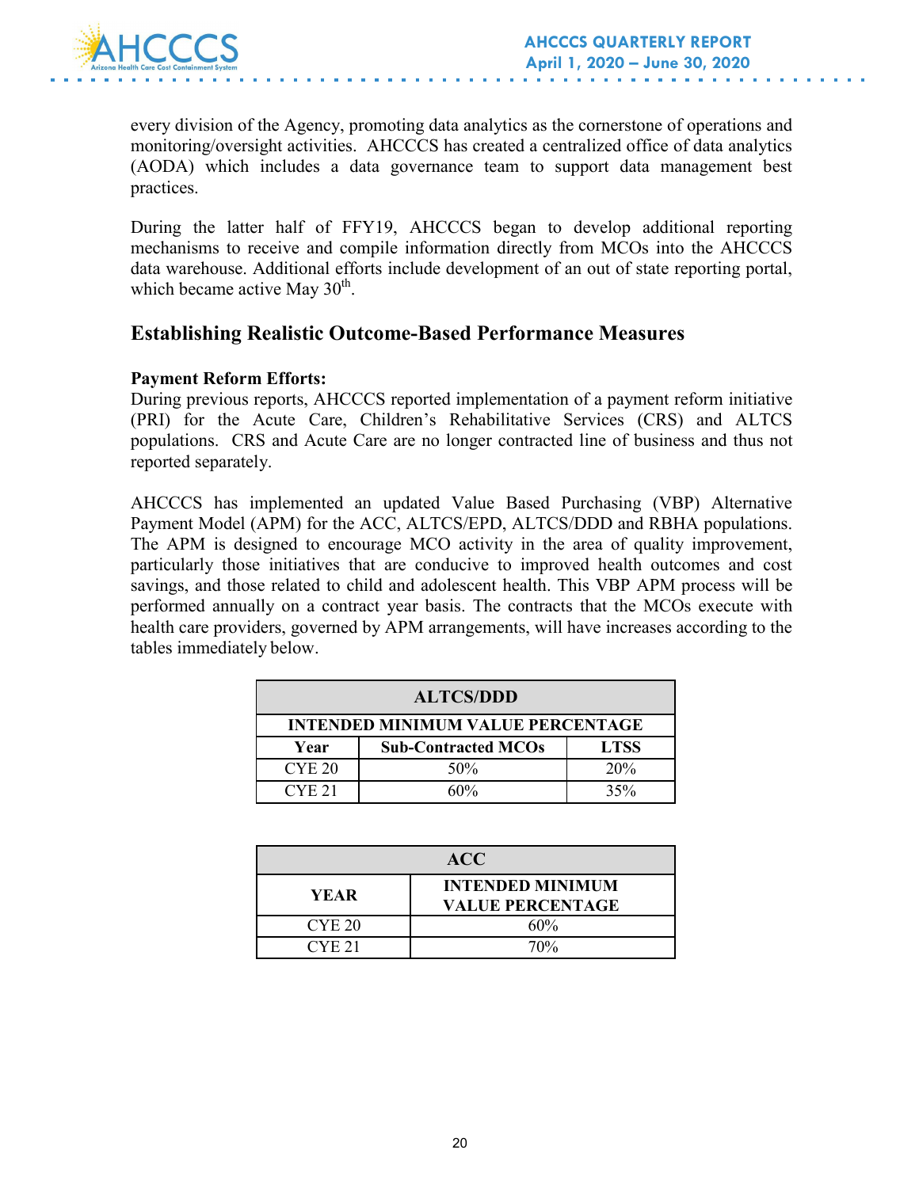every division of the Agency, promoting data analytics as the cornerstone of operations and monitoring/oversight activities. AHCCCS has created a centralized office of data analytics (AODA) which includes a data governance team to support data management best practices.

During the latter half of FFY19, AHCCCS began to develop additional reporting mechanisms to receive and compile information directly from MCOs into the AHCCCS data warehouse. Additional efforts include development of an out of state reporting portal, which became active May 30th.

## Establishing Realistic Outcome-Based Performance Measures

**Payment Reform Efforts:**
During previous reports, AHCCCS reported implementation of a payment reform initiative (PRI) for the Acute Care, Children's Rehabilitative Services (CRS) and ALTCS populations. CRS and Acute Care are no longer contracted line of business and thus not reported separately.

AHCCCS has implemented an updated Value Based Purchasing (VBP) Alternative Payment Model (APM) for the ACC, ALTCS/EPD, ALTCS/DDD and RBHA populations. The APM is designed to encourage MCO activity in the area of quality improvement, particularly those initiatives that are conducive to improved health outcomes and cost savings, and those related to child and adolescent health. This VBP APM process will be performed annually on a contract year basis. The contracts that the MCOs execute with health care providers, governed by APM arrangements, will have increases according to the tables immediately below.

| ALTCS/DDD | | |
|---|---|---|
| **INTENDED MINIMUM VALUE PERCENTAGE** | | |
| **Year** | **Sub-Contracted MCOs** | **LTSS** |
| CYE 20 | 50% | 20% |
| CYE 21 | 60% | 35% |

| ACC | |
|---|---|
| **YEAR** | **INTENDED MINIMUM VALUE PERCENTAGE** |
| CYE 20 | 60% |
| CYE 21 | 70% |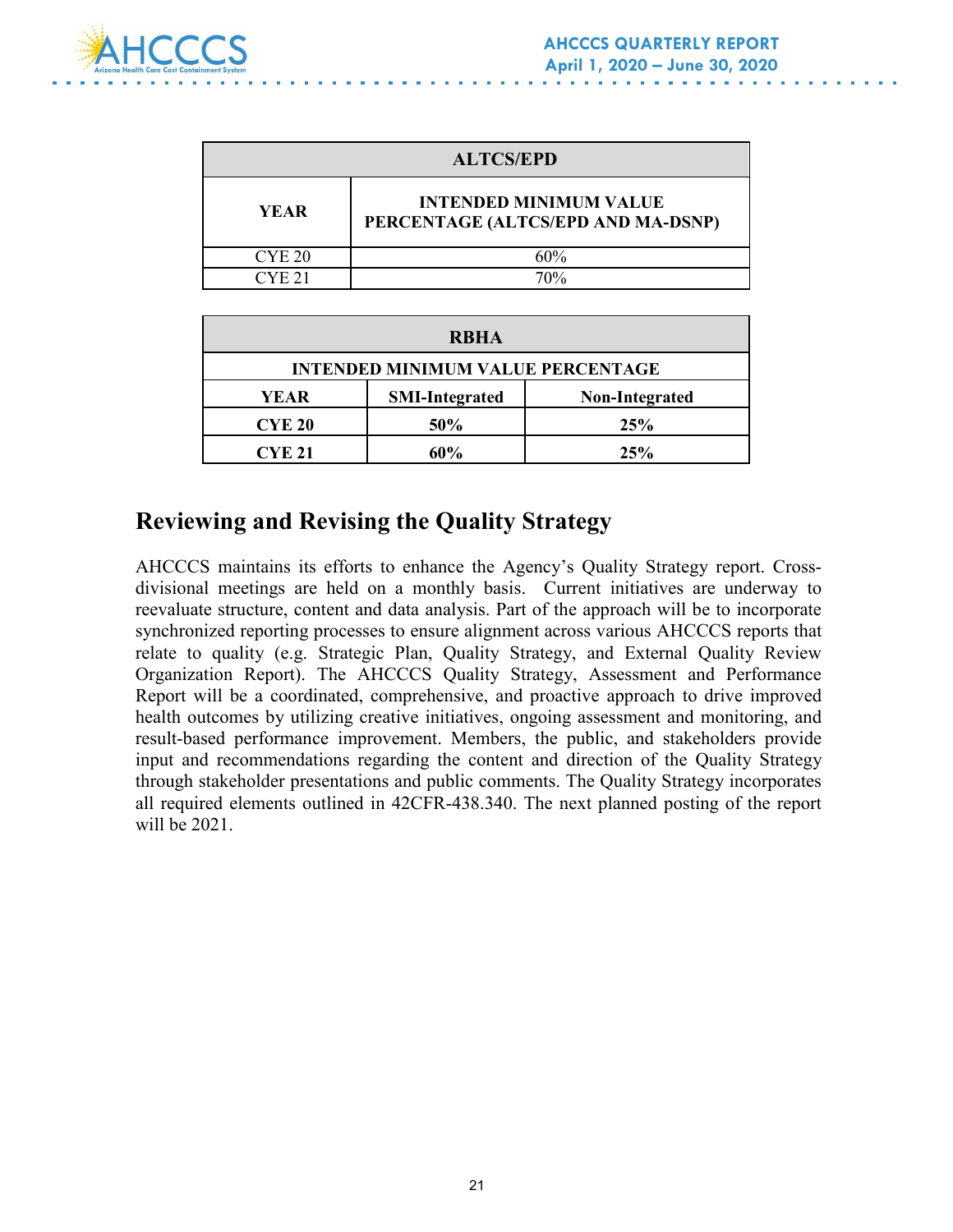| ALTCS/EPD | |
|---|---|
| **YEAR** | **INTENDED MINIMUM VALUE PERCENTAGE (ALTCS/EPD AND MA-DSNP)** |
| CYE 20 | 60% |
| CYE 21 | 70% |

| RBHA | | |
|---|---|---|
| **INTENDED MINIMUM VALUE PERCENTAGE** | | |
| **YEAR** | **SMI-Integrated** | **Non-Integrated** |
| **CYE 20** | **50%** | **25%** |
| **CYE 21** | **60%** | **25%** |

## Reviewing and Revising the Quality Strategy

AHCCCS maintains its efforts to enhance the Agency's Quality Strategy report. Cross-divisional meetings are held on a monthly basis. Current initiatives are underway to reevaluate structure, content and data analysis. Part of the approach will be to incorporate synchronized reporting processes to ensure alignment across various AHCCCS reports that relate to quality (e.g. Strategic Plan, Quality Strategy, and External Quality Review Organization Report). The AHCCCS Quality Strategy, Assessment and Performance Report will be a coordinated, comprehensive, and proactive approach to drive improved health outcomes by utilizing creative initiatives, ongoing assessment and monitoring, and result-based performance improvement. Members, the public, and stakeholders provide input and recommendations regarding the content and direction of the Quality Strategy through stakeholder presentations and public comments. The Quality Strategy incorporates all required elements outlined in 42CFR-438.340. The next planned posting of the report will be 2021.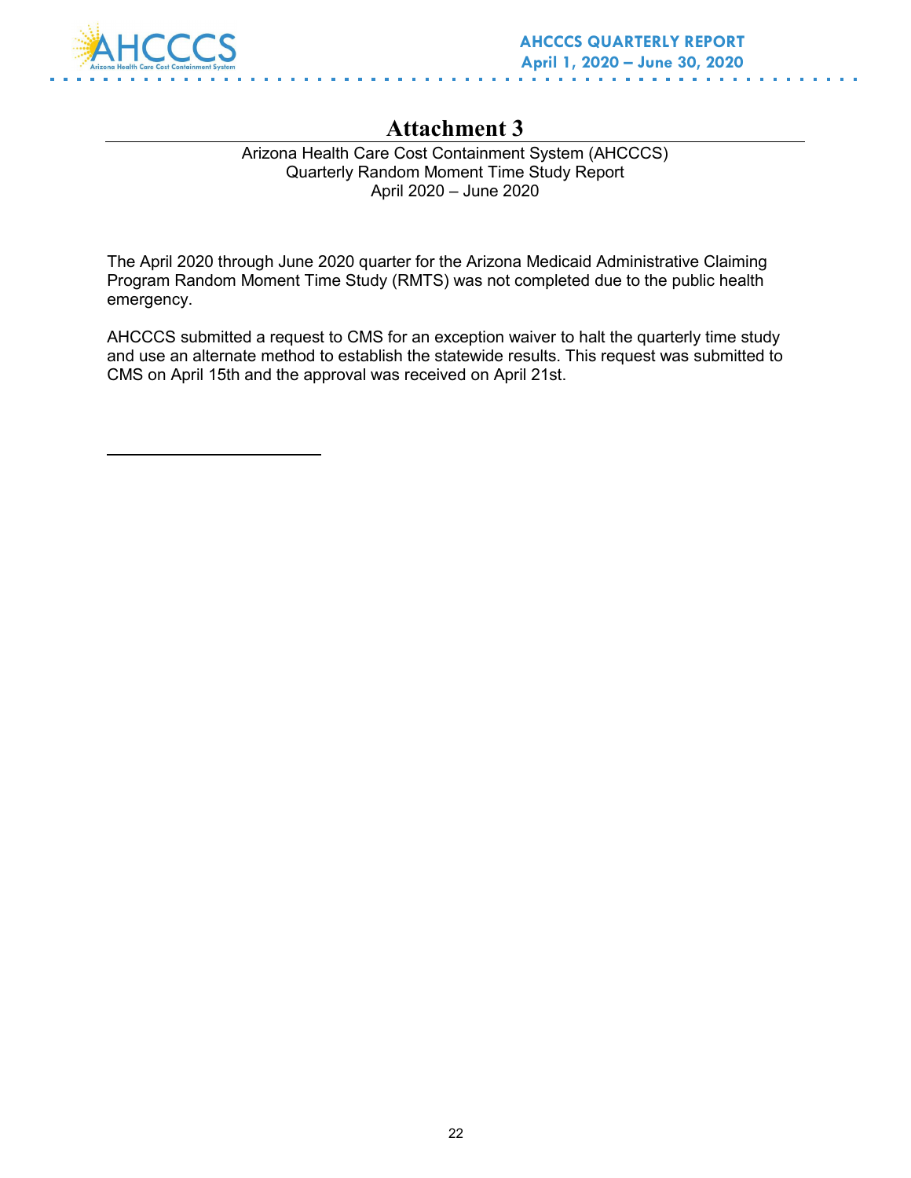# Attachment 3

Arizona Health Care Cost Containment System (AHCCCS)
Quarterly Random Moment Time Study Report
April 2020 – June 2020

The April 2020 through June 2020 quarter for the Arizona Medicaid Administrative Claiming Program Random Moment Time Study (RMTS) was not completed due to the public health emergency.

AHCCCS submitted a request to CMS for an exception waiver to halt the quarterly time study and use an alternate method to establish the statewide results. This request was submitted to CMS on April 15th and the approval was received on April 21st.